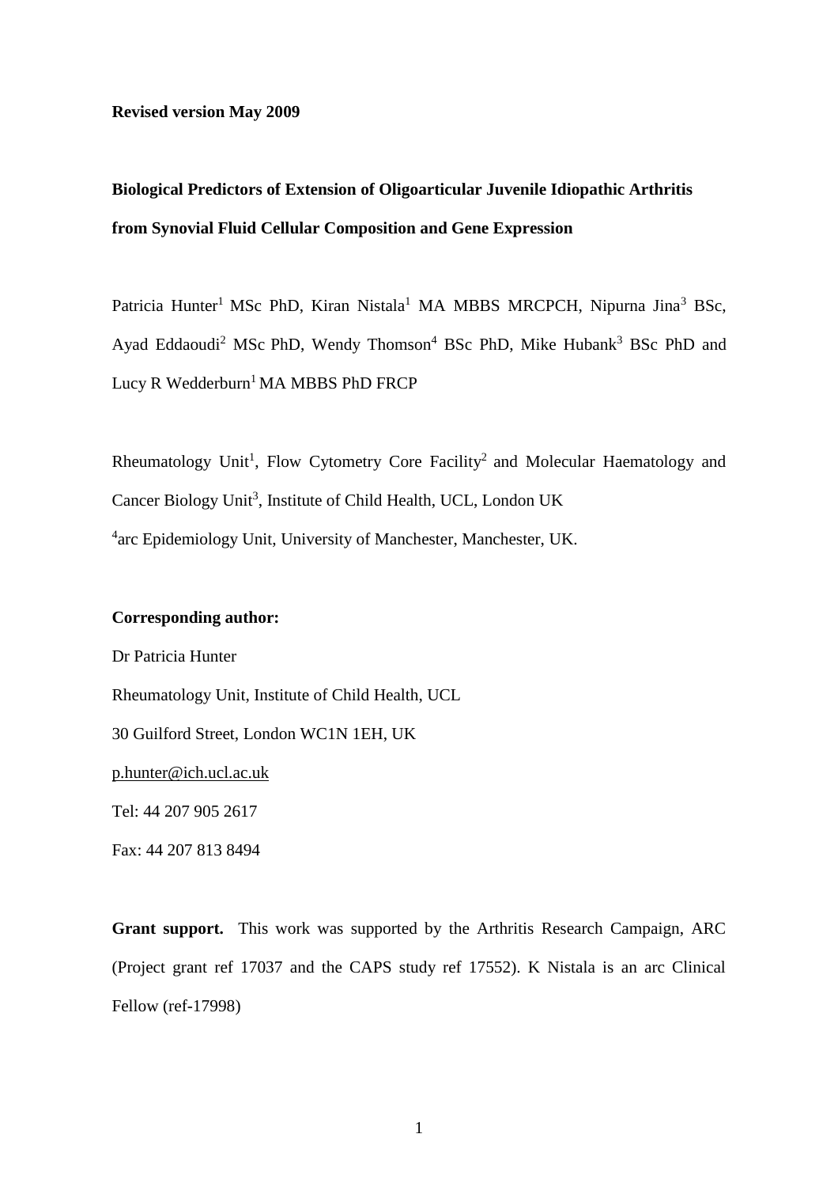**Revised version May 2009**

# Biological Predictors of Extension of Oligoarticular Juvenile Idiopathic Arthritis from Synovial Fluid Cellular Composition and Gene Expression

Patricia Hunter[1] MSc PhD, Kiran Nistala[1] MA MBBS MRCPCH, Nipurna Jina[3] BSc, Ayad Eddaoudi[2] MSc PhD, Wendy Thomson[4] BSc PhD, Mike Hubank[3] BSc PhD and Lucy R Wedderburn[1] MA MBBS PhD FRCP

Rheumatology Unit[1], Flow Cytometry Core Facility[2] and Molecular Haematology and Cancer Biology Unit[3], Institute of Child Health, UCL, London UK

[4]arc Epidemiology Unit, University of Manchester, Manchester, UK.

**Corresponding author:**

Dr Patricia Hunter

Rheumatology Unit, Institute of Child Health, UCL

30 Guilford Street, London WC1N 1EH, UK

p.hunter@ich.ucl.ac.uk

Tel: 44 207 905 2617

Fax: 44 207 813 8494

**Grant support.** This work was supported by the Arthritis Research Campaign, ARC (Project grant ref 17037 and the CAPS study ref 17552). K Nistala is an arc Clinical Fellow (ref-17998)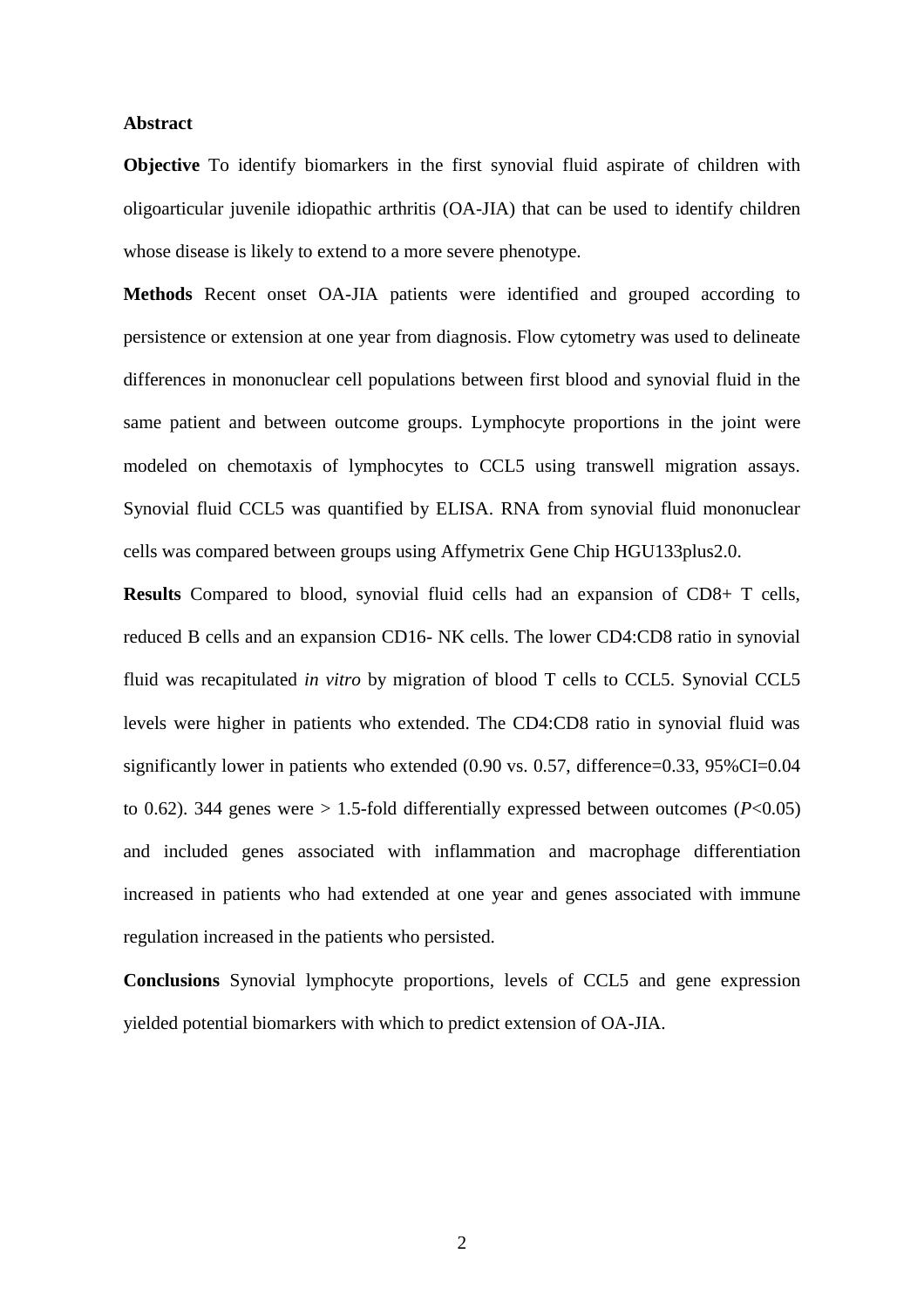## Abstract

**Objective** To identify biomarkers in the first synovial fluid aspirate of children with oligoarticular juvenile idiopathic arthritis (OA-JIA) that can be used to identify children whose disease is likely to extend to a more severe phenotype.

**Methods** Recent onset OA-JIA patients were identified and grouped according to persistence or extension at one year from diagnosis. Flow cytometry was used to delineate differences in mononuclear cell populations between first blood and synovial fluid in the same patient and between outcome groups. Lymphocyte proportions in the joint were modeled on chemotaxis of lymphocytes to CCL5 using transwell migration assays. Synovial fluid CCL5 was quantified by ELISA. RNA from synovial fluid mononuclear cells was compared between groups using Affymetrix Gene Chip HGU133plus2.0.

**Results** Compared to blood, synovial fluid cells had an expansion of CD8+ T cells, reduced B cells and an expansion CD16- NK cells. The lower CD4:CD8 ratio in synovial fluid was recapitulated *in vitro* by migration of blood T cells to CCL5. Synovial CCL5 levels were higher in patients who extended. The CD4:CD8 ratio in synovial fluid was significantly lower in patients who extended (0.90 vs. 0.57, difference=0.33, 95%CI=0.04 to 0.62). 344 genes were > 1.5-fold differentially expressed between outcomes ($P<0.05$) and included genes associated with inflammation and macrophage differentiation increased in patients who had extended at one year and genes associated with immune regulation increased in the patients who persisted.

**Conclusions** Synovial lymphocyte proportions, levels of CCL5 and gene expression yielded potential biomarkers with which to predict extension of OA-JIA.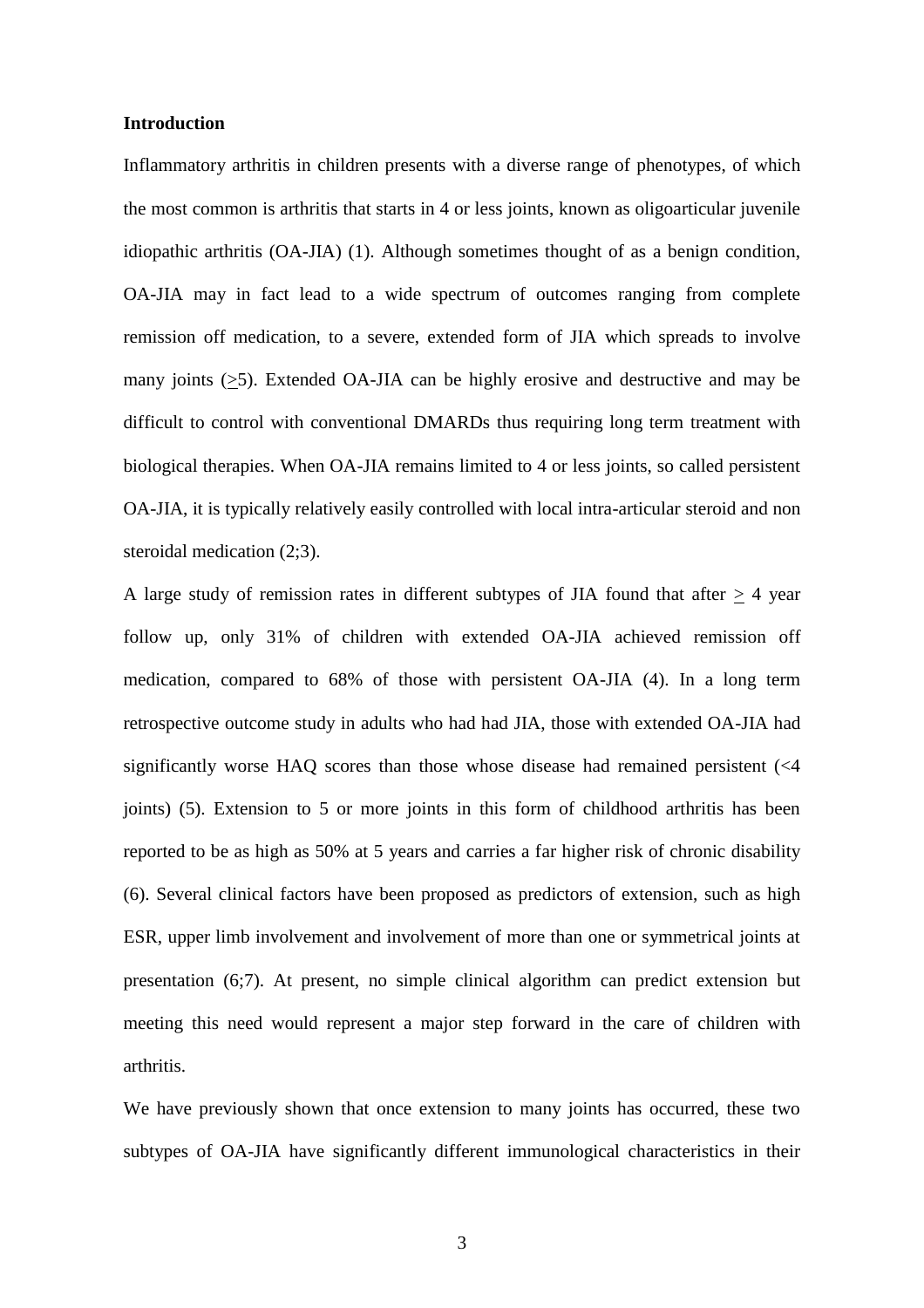**Introduction**

Inflammatory arthritis in children presents with a diverse range of phenotypes, of which the most common is arthritis that starts in 4 or less joints, known as oligoarticular juvenile idiopathic arthritis (OA-JIA) (1). Although sometimes thought of as a benign condition, OA-JIA may in fact lead to a wide spectrum of outcomes ranging from complete remission off medication, to a severe, extended form of JIA which spreads to involve many joints (≥5). Extended OA-JIA can be highly erosive and destructive and may be difficult to control with conventional DMARDs thus requiring long term treatment with biological therapies. When OA-JIA remains limited to 4 or less joints, so called persistent OA-JIA, it is typically relatively easily controlled with local intra-articular steroid and non steroidal medication (2;3).

A large study of remission rates in different subtypes of JIA found that after ≥ 4 year follow up, only 31% of children with extended OA-JIA achieved remission off medication, compared to 68% of those with persistent OA-JIA (4). In a long term retrospective outcome study in adults who had had JIA, those with extended OA-JIA had significantly worse HAQ scores than those whose disease had remained persistent (<4 joints) (5). Extension to 5 or more joints in this form of childhood arthritis has been reported to be as high as 50% at 5 years and carries a far higher risk of chronic disability (6). Several clinical factors have been proposed as predictors of extension, such as high ESR, upper limb involvement and involvement of more than one or symmetrical joints at presentation (6;7). At present, no simple clinical algorithm can predict extension but meeting this need would represent a major step forward in the care of children with arthritis.

We have previously shown that once extension to many joints has occurred, these two subtypes of OA-JIA have significantly different immunological characteristics in their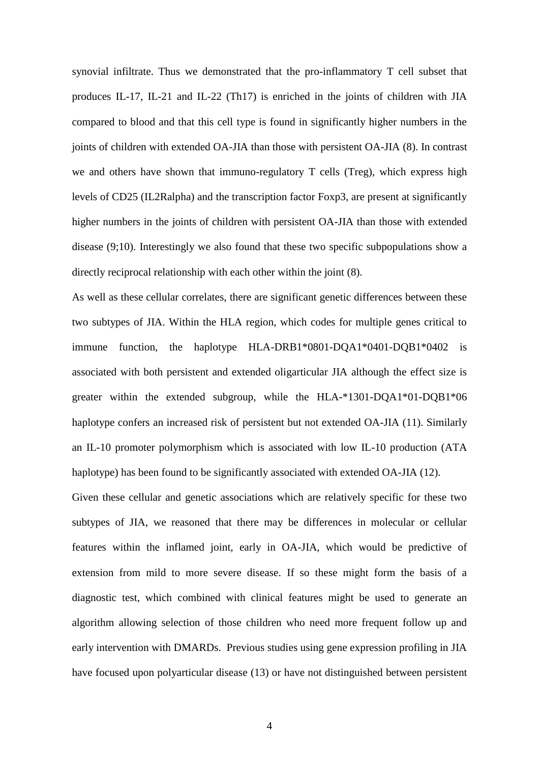synovial infiltrate. Thus we demonstrated that the pro-inflammatory T cell subset that produces IL-17, IL-21 and IL-22 (Th17) is enriched in the joints of children with JIA compared to blood and that this cell type is found in significantly higher numbers in the joints of children with extended OA-JIA than those with persistent OA-JIA (8). In contrast we and others have shown that immuno-regulatory T cells (Treg), which express high levels of CD25 (IL2Ralpha) and the transcription factor Foxp3, are present at significantly higher numbers in the joints of children with persistent OA-JIA than those with extended disease (9;10). Interestingly we also found that these two specific subpopulations show a directly reciprocal relationship with each other within the joint (8).

As well as these cellular correlates, there are significant genetic differences between these two subtypes of JIA. Within the HLA region, which codes for multiple genes critical to immune function, the haplotype HLA-DRB1*0801-DQA1*0401-DQB1*0402 is associated with both persistent and extended oligarticular JIA although the effect size is greater within the extended subgroup, while the HLA-*1301-DQA1*01-DQB1*06 haplotype confers an increased risk of persistent but not extended OA-JIA (11). Similarly an IL-10 promoter polymorphism which is associated with low IL-10 production (ATA haplotype) has been found to be significantly associated with extended OA-JIA (12).

Given these cellular and genetic associations which are relatively specific for these two subtypes of JIA, we reasoned that there may be differences in molecular or cellular features within the inflamed joint, early in OA-JIA, which would be predictive of extension from mild to more severe disease. If so these might form the basis of a diagnostic test, which combined with clinical features might be used to generate an algorithm allowing selection of those children who need more frequent follow up and early intervention with DMARDs. Previous studies using gene expression profiling in JIA have focused upon polyarticular disease (13) or have not distinguished between persistent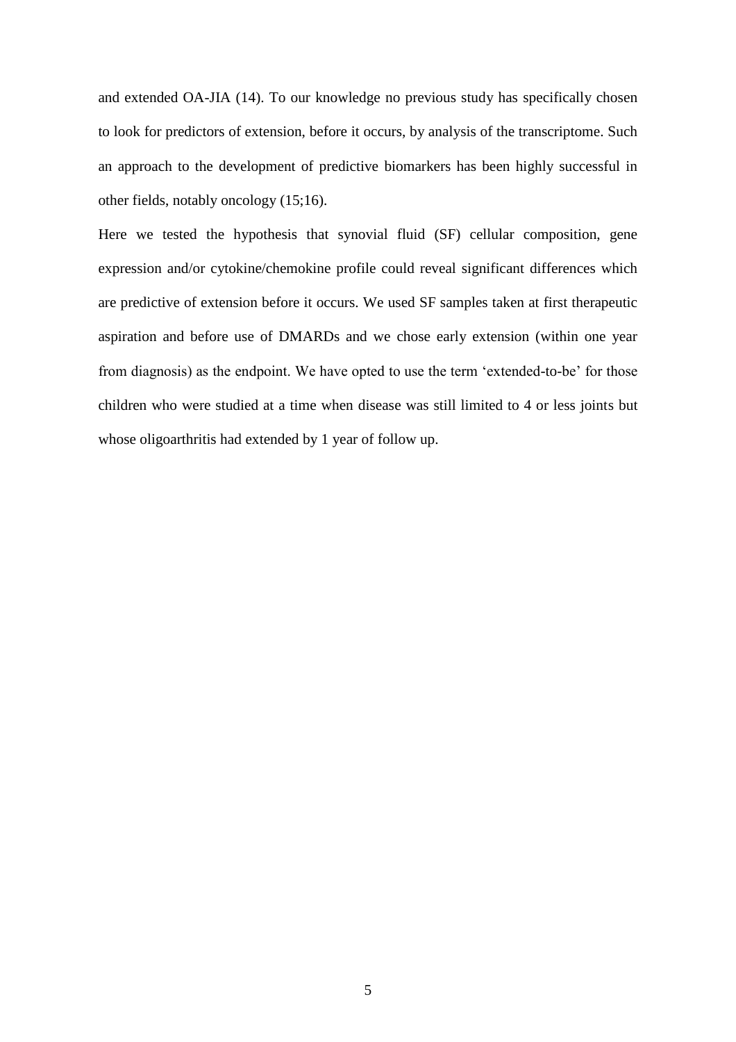and extended OA-JIA (14). To our knowledge no previous study has specifically chosen to look for predictors of extension, before it occurs, by analysis of the transcriptome. Such an approach to the development of predictive biomarkers has been highly successful in other fields, notably oncology (15;16).

Here we tested the hypothesis that synovial fluid (SF) cellular composition, gene expression and/or cytokine/chemokine profile could reveal significant differences which are predictive of extension before it occurs. We used SF samples taken at first therapeutic aspiration and before use of DMARDs and we chose early extension (within one year from diagnosis) as the endpoint. We have opted to use the term 'extended-to-be' for those children who were studied at a time when disease was still limited to 4 or less joints but whose oligoarthritis had extended by 1 year of follow up.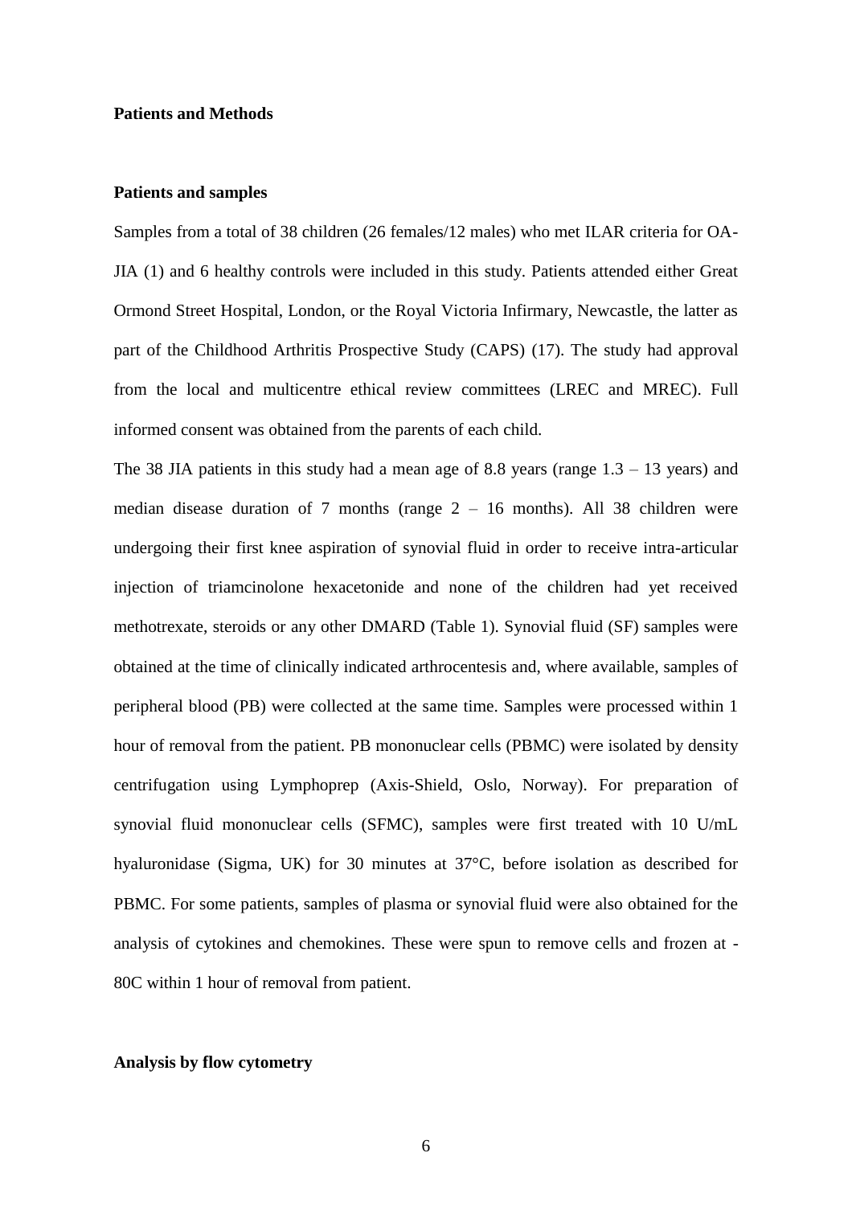## Patients and Methods

### Patients and samples

Samples from a total of 38 children (26 females/12 males) who met ILAR criteria for OA-JIA (1) and 6 healthy controls were included in this study. Patients attended either Great Ormond Street Hospital, London, or the Royal Victoria Infirmary, Newcastle, the latter as part of the Childhood Arthritis Prospective Study (CAPS) (17). The study had approval from the local and multicentre ethical review committees (LREC and MREC). Full informed consent was obtained from the parents of each child.

The 38 JIA patients in this study had a mean age of 8.8 years (range 1.3 – 13 years) and median disease duration of 7 months (range 2 – 16 months). All 38 children were undergoing their first knee aspiration of synovial fluid in order to receive intra-articular injection of triamcinolone hexacetonide and none of the children had yet received methotrexate, steroids or any other DMARD (Table 1). Synovial fluid (SF) samples were obtained at the time of clinically indicated arthrocentesis and, where available, samples of peripheral blood (PB) were collected at the same time. Samples were processed within 1 hour of removal from the patient. PB mononuclear cells (PBMC) were isolated by density centrifugation using Lymphoprep (Axis-Shield, Oslo, Norway). For preparation of synovial fluid mononuclear cells (SFMC), samples were first treated with 10 U/mL hyaluronidase (Sigma, UK) for 30 minutes at 37°C, before isolation as described for PBMC. For some patients, samples of plasma or synovial fluid were also obtained for the analysis of cytokines and chemokines. These were spun to remove cells and frozen at -80C within 1 hour of removal from patient.

### Analysis by flow cytometry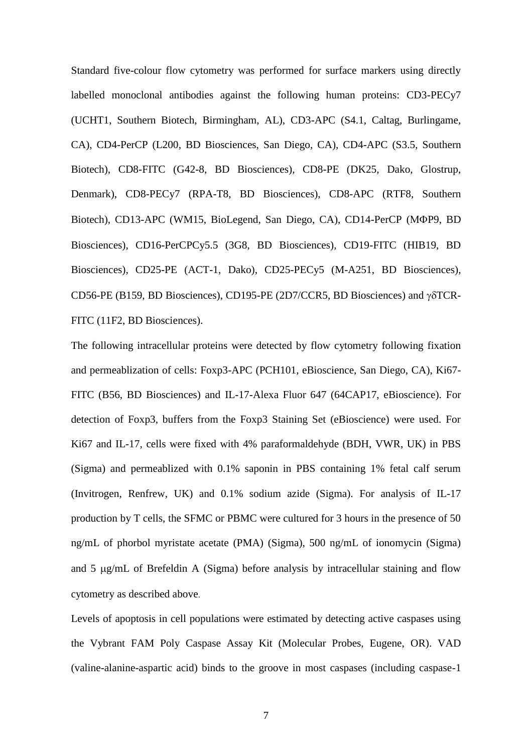Standard five-colour flow cytometry was performed for surface markers using directly labelled monoclonal antibodies against the following human proteins: CD3-PECy7 (UCHT1, Southern Biotech, Birmingham, AL), CD3-APC (S4.1, Caltag, Burlingame, CA), CD4-PerCP (L200, BD Biosciences, San Diego, CA), CD4-APC (S3.5, Southern Biotech), CD8-FITC (G42-8, BD Biosciences), CD8-PE (DK25, Dako, Glostrup, Denmark), CD8-PECy7 (RPA-T8, BD Biosciences), CD8-APC (RTF8, Southern Biotech), CD13-APC (WM15, BioLegend, San Diego, CA), CD14-PerCP (MΦP9, BD Biosciences), CD16-PerCPCy5.5 (3G8, BD Biosciences), CD19-FITC (HIB19, BD Biosciences), CD25-PE (ACT-1, Dako), CD25-PECy5 (M-A251, BD Biosciences), CD56-PE (B159, BD Biosciences), CD195-PE (2D7/CCR5, BD Biosciences) and γδTCR-FITC (11F2, BD Biosciences).

The following intracellular proteins were detected by flow cytometry following fixation and permeablization of cells: Foxp3-APC (PCH101, eBioscience, San Diego, CA), Ki67-FITC (B56, BD Biosciences) and IL-17-Alexa Fluor 647 (64CAP17, eBioscience). For detection of Foxp3, buffers from the Foxp3 Staining Set (eBioscience) were used. For Ki67 and IL-17, cells were fixed with 4% paraformaldehyde (BDH, VWR, UK) in PBS (Sigma) and permeablized with 0.1% saponin in PBS containing 1% fetal calf serum (Invitrogen, Renfrew, UK) and 0.1% sodium azide (Sigma). For analysis of IL-17 production by T cells, the SFMC or PBMC were cultured for 3 hours in the presence of 50 ng/mL of phorbol myristate acetate (PMA) (Sigma), 500 ng/mL of ionomycin (Sigma) and 5 μg/mL of Brefeldin A (Sigma) before analysis by intracellular staining and flow cytometry as described above.

Levels of apoptosis in cell populations were estimated by detecting active caspases using the Vybrant FAM Poly Caspase Assay Kit (Molecular Probes, Eugene, OR). VAD (valine-alanine-aspartic acid) binds to the groove in most caspases (including caspase-1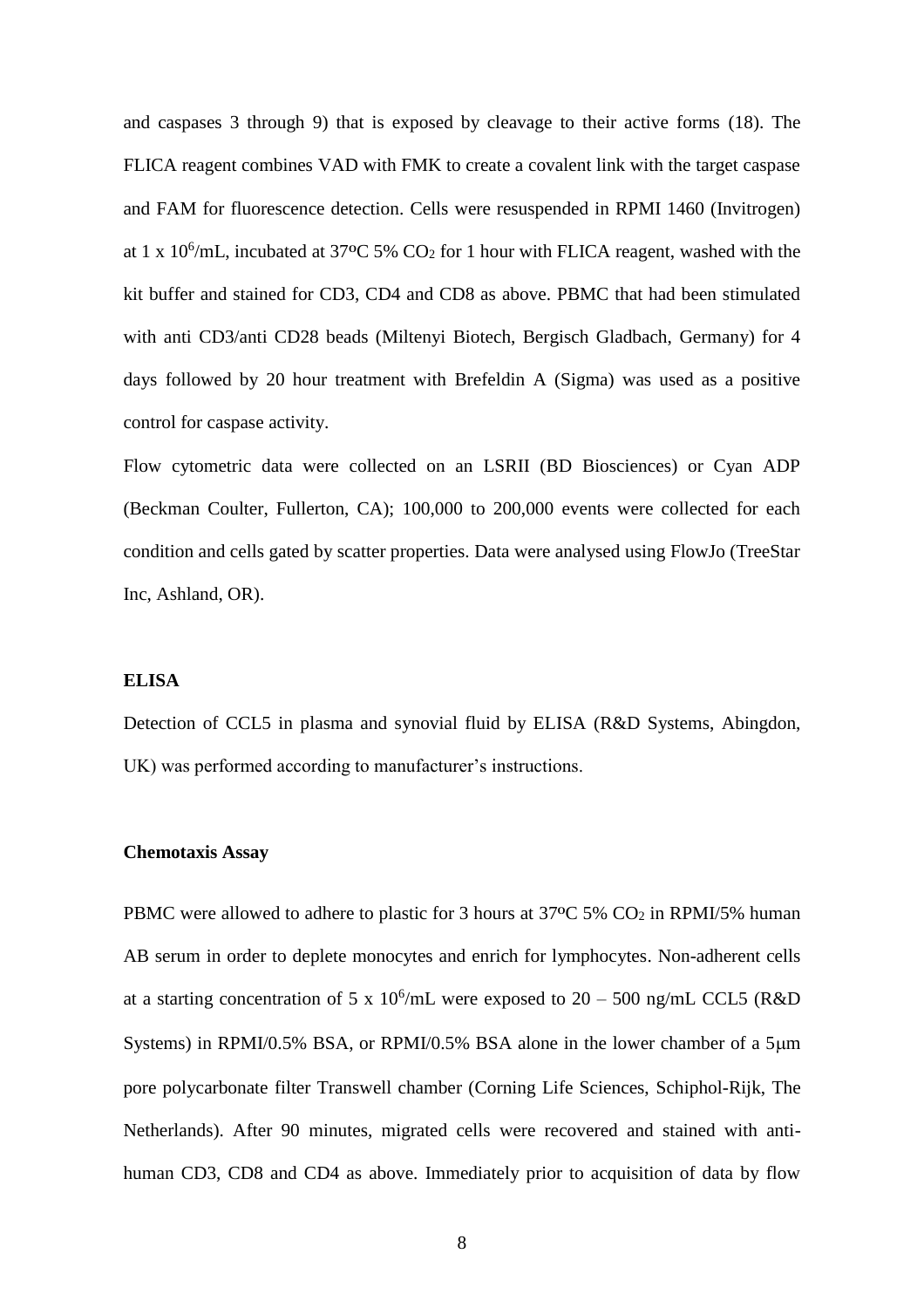and caspases 3 through 9) that is exposed by cleavage to their active forms (18). The FLICA reagent combines VAD with FMK to create a covalent link with the target caspase and FAM for fluorescence detection. Cells were resuspended in RPMI 1460 (Invitrogen) at 1 x $10^6$/mL, incubated at 37ºC 5% $CO_2$ for 1 hour with FLICA reagent, washed with the kit buffer and stained for CD3, CD4 and CD8 as above. PBMC that had been stimulated with anti CD3/anti CD28 beads (Miltenyi Biotech, Bergisch Gladbach, Germany) for 4 days followed by 20 hour treatment with Brefeldin A (Sigma) was used as a positive control for caspase activity.

Flow cytometric data were collected on an LSRII (BD Biosciences) or Cyan ADP (Beckman Coulter, Fullerton, CA); 100,000 to 200,000 events were collected for each condition and cells gated by scatter properties. Data were analysed using FlowJo (TreeStar Inc, Ashland, OR).

**ELISA**

Detection of CCL5 in plasma and synovial fluid by ELISA (R&D Systems, Abingdon, UK) was performed according to manufacturer's instructions.

**Chemotaxis Assay**

PBMC were allowed to adhere to plastic for 3 hours at 37ºC 5% $CO_2$ in RPMI/5% human AB serum in order to deplete monocytes and enrich for lymphocytes. Non-adherent cells at a starting concentration of 5 x $10^6$/mL were exposed to 20 – 500 ng/mL CCL5 (R&D Systems) in RPMI/0.5% BSA, or RPMI/0.5% BSA alone in the lower chamber of a 5μm pore polycarbonate filter Transwell chamber (Corning Life Sciences, Schiphol-Rijk, The Netherlands). After 90 minutes, migrated cells were recovered and stained with anti-human CD3, CD8 and CD4 as above. Immediately prior to acquisition of data by flow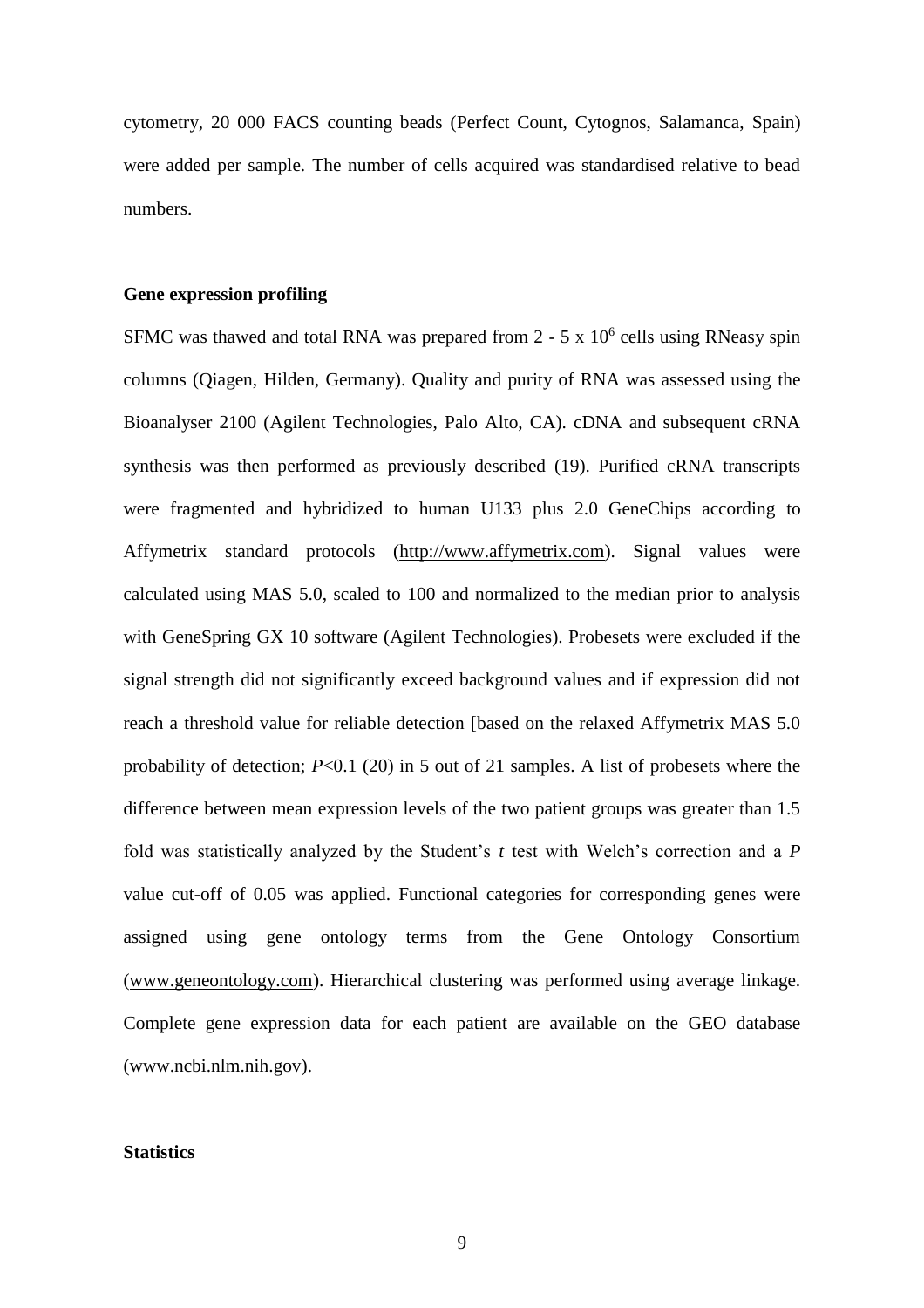cytometry, 20 000 FACS counting beads (Perfect Count, Cytognos, Salamanca, Spain) were added per sample. The number of cells acquired was standardised relative to bead numbers.

**Gene expression profiling**

SFMC was thawed and total RNA was prepared from 2 - 5 x $10^6$ cells using RNeasy spin columns (Qiagen, Hilden, Germany). Quality and purity of RNA was assessed using the Bioanalyser 2100 (Agilent Technologies, Palo Alto, CA). cDNA and subsequent cRNA synthesis was then performed as previously described (19). Purified cRNA transcripts were fragmented and hybridized to human U133 plus 2.0 GeneChips according to Affymetrix standard protocols (http://www.affymetrix.com). Signal values were calculated using MAS 5.0, scaled to 100 and normalized to the median prior to analysis with GeneSpring GX 10 software (Agilent Technologies). Probesets were excluded if the signal strength did not significantly exceed background values and if expression did not reach a threshold value for reliable detection [based on the relaxed Affymetrix MAS 5.0 probability of detection; $P$<0.1 (20) in 5 out of 21 samples. A list of probesets where the difference between mean expression levels of the two patient groups was greater than 1.5 fold was statistically analyzed by the Student's $t$ test with Welch's correction and a $P$ value cut-off of 0.05 was applied. Functional categories for corresponding genes were assigned using gene ontology terms from the Gene Ontology Consortium (www.geneontology.com). Hierarchical clustering was performed using average linkage. Complete gene expression data for each patient are available on the GEO database (www.ncbi.nlm.nih.gov).

**Statistics**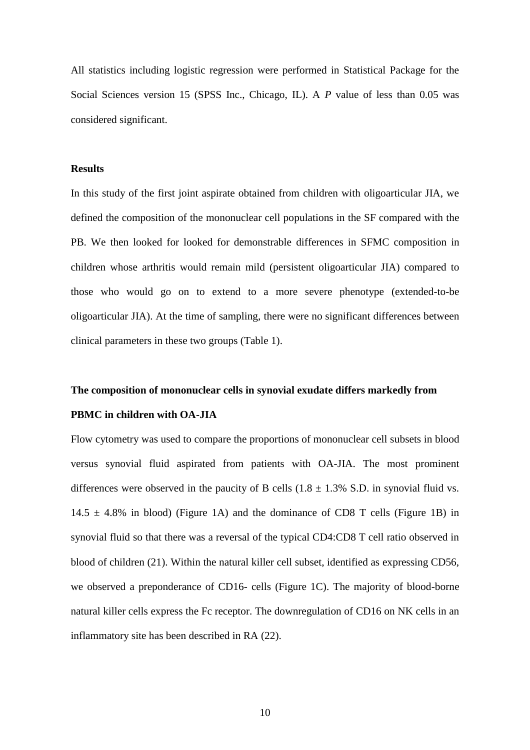All statistics including logistic regression were performed in Statistical Package for the Social Sciences version 15 (SPSS Inc., Chicago, IL). A *P* value of less than 0.05 was considered significant.

## Results

In this study of the first joint aspirate obtained from children with oligoarticular JIA, we defined the composition of the mononuclear cell populations in the SF compared with the PB. We then looked for looked for demonstrable differences in SFMC composition in children whose arthritis would remain mild (persistent oligoarticular JIA) compared to those who would go on to extend to a more severe phenotype (extended-to-be oligoarticular JIA). At the time of sampling, there were no significant differences between clinical parameters in these two groups (Table 1).

### The composition of mononuclear cells in synovial exudate differs markedly from PBMC in children with OA-JIA

Flow cytometry was used to compare the proportions of mononuclear cell subsets in blood versus synovial fluid aspirated from patients with OA-JIA. The most prominent differences were observed in the paucity of B cells ($1.8 \pm 1.3\%$ S.D. in synovial fluid vs. $14.5 \pm 4.8\%$ in blood) (Figure 1A) and the dominance of CD8 T cells (Figure 1B) in synovial fluid so that there was a reversal of the typical CD4:CD8 T cell ratio observed in blood of children (21). Within the natural killer cell subset, identified as expressing CD56, we observed a preponderance of CD16- cells (Figure 1C). The majority of blood-borne natural killer cells express the Fc receptor. The downregulation of CD16 on NK cells in an inflammatory site has been described in RA (22).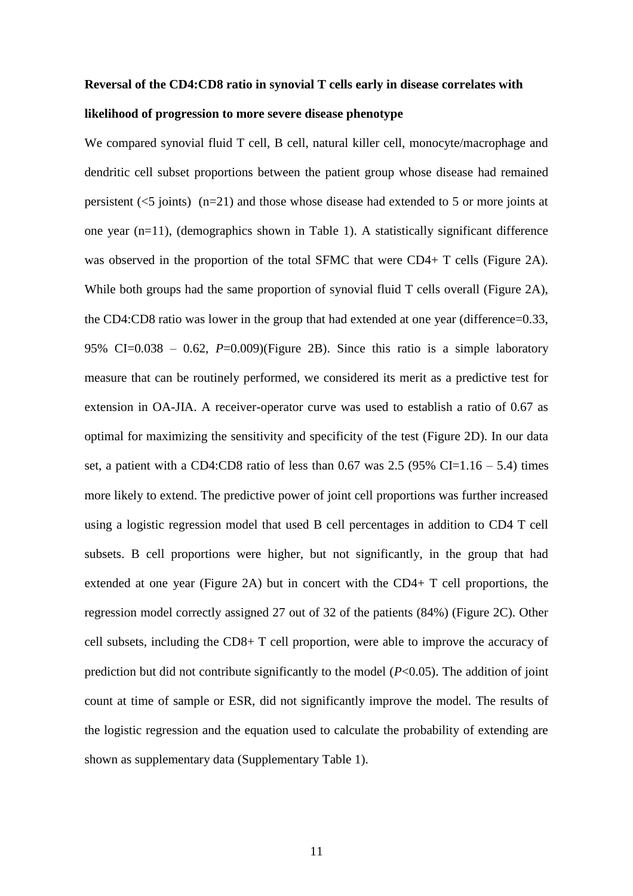**Reversal of the CD4:CD8 ratio in synovial T cells early in disease correlates with likelihood of progression to more severe disease phenotype**

We compared synovial fluid T cell, B cell, natural killer cell, monocyte/macrophage and dendritic cell subset proportions between the patient group whose disease had remained persistent (<5 joints) (n=21) and those whose disease had extended to 5 or more joints at one year (n=11), (demographics shown in Table 1). A statistically significant difference was observed in the proportion of the total SFMC that were CD4+ T cells (Figure 2A). While both groups had the same proportion of synovial fluid T cells overall (Figure 2A), the CD4:CD8 ratio was lower in the group that had extended at one year (difference=0.33, 95% CI=0.038 – 0.62, *P*=0.009)(Figure 2B). Since this ratio is a simple laboratory measure that can be routinely performed, we considered its merit as a predictive test for extension in OA-JIA. A receiver-operator curve was used to establish a ratio of 0.67 as optimal for maximizing the sensitivity and specificity of the test (Figure 2D). In our data set, a patient with a CD4:CD8 ratio of less than 0.67 was 2.5 (95% CI=1.16 – 5.4) times more likely to extend. The predictive power of joint cell proportions was further increased using a logistic regression model that used B cell percentages in addition to CD4 T cell subsets. B cell proportions were higher, but not significantly, in the group that had extended at one year (Figure 2A) but in concert with the CD4+ T cell proportions, the regression model correctly assigned 27 out of 32 of the patients (84%) (Figure 2C). Other cell subsets, including the CD8+ T cell proportion, were able to improve the accuracy of prediction but did not contribute significantly to the model ($P<0.05$). The addition of joint count at time of sample or ESR, did not significantly improve the model. The results of the logistic regression and the equation used to calculate the probability of extending are shown as supplementary data (Supplementary Table 1).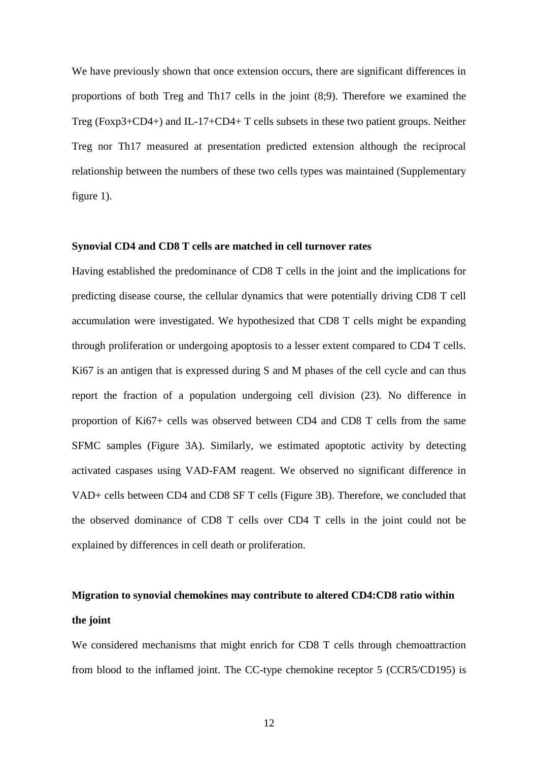We have previously shown that once extension occurs, there are significant differences in proportions of both Treg and Th17 cells in the joint (8;9). Therefore we examined the Treg (Foxp3+CD4+) and IL-17+CD4+ T cells subsets in these two patient groups. Neither Treg nor Th17 measured at presentation predicted extension although the reciprocal relationship between the numbers of these two cells types was maintained (Supplementary figure 1).

**Synovial CD4 and CD8 T cells are matched in cell turnover rates**

Having established the predominance of CD8 T cells in the joint and the implications for predicting disease course, the cellular dynamics that were potentially driving CD8 T cell accumulation were investigated. We hypothesized that CD8 T cells might be expanding through proliferation or undergoing apoptosis to a lesser extent compared to CD4 T cells. Ki67 is an antigen that is expressed during S and M phases of the cell cycle and can thus report the fraction of a population undergoing cell division (23). No difference in proportion of Ki67+ cells was observed between CD4 and CD8 T cells from the same SFMC samples (Figure 3A). Similarly, we estimated apoptotic activity by detecting activated caspases using VAD-FAM reagent. We observed no significant difference in VAD+ cells between CD4 and CD8 SF T cells (Figure 3B). Therefore, we concluded that the observed dominance of CD8 T cells over CD4 T cells in the joint could not be explained by differences in cell death or proliferation.

**Migration to synovial chemokines may contribute to altered CD4:CD8 ratio within the joint**

We considered mechanisms that might enrich for CD8 T cells through chemoattraction from blood to the inflamed joint. The CC-type chemokine receptor 5 (CCR5/CD195) is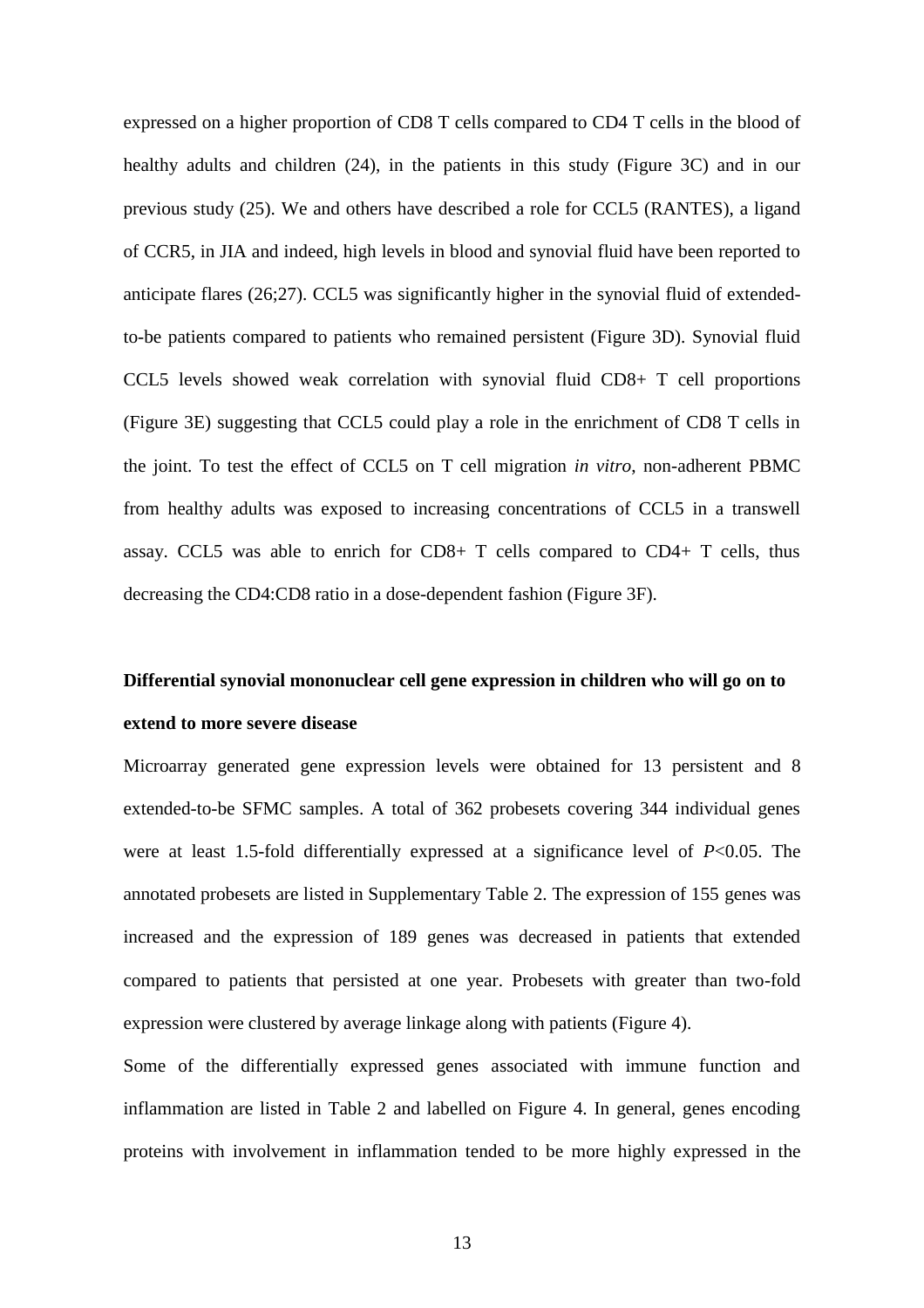expressed on a higher proportion of CD8 T cells compared to CD4 T cells in the blood of healthy adults and children (24), in the patients in this study (Figure 3C) and in our previous study (25). We and others have described a role for CCL5 (RANTES), a ligand of CCR5, in JIA and indeed, high levels in blood and synovial fluid have been reported to anticipate flares (26;27). CCL5 was significantly higher in the synovial fluid of extended-to-be patients compared to patients who remained persistent (Figure 3D). Synovial fluid CCL5 levels showed weak correlation with synovial fluid CD8+ T cell proportions (Figure 3E) suggesting that CCL5 could play a role in the enrichment of CD8 T cells in the joint. To test the effect of CCL5 on T cell migration *in vitro*, non-adherent PBMC from healthy adults was exposed to increasing concentrations of CCL5 in a transwell assay. CCL5 was able to enrich for CD8+ T cells compared to CD4+ T cells, thus decreasing the CD4:CD8 ratio in a dose-dependent fashion (Figure 3F).

**Differential synovial mononuclear cell gene expression in children who will go on to extend to more severe disease**

Microarray generated gene expression levels were obtained for 13 persistent and 8 extended-to-be SFMC samples. A total of 362 probesets covering 344 individual genes were at least 1.5-fold differentially expressed at a significance level of $P<0.05$. The annotated probesets are listed in Supplementary Table 2. The expression of 155 genes was increased and the expression of 189 genes was decreased in patients that extended compared to patients that persisted at one year. Probesets with greater than two-fold expression were clustered by average linkage along with patients (Figure 4).

Some of the differentially expressed genes associated with immune function and inflammation are listed in Table 2 and labelled on Figure 4. In general, genes encoding proteins with involvement in inflammation tended to be more highly expressed in the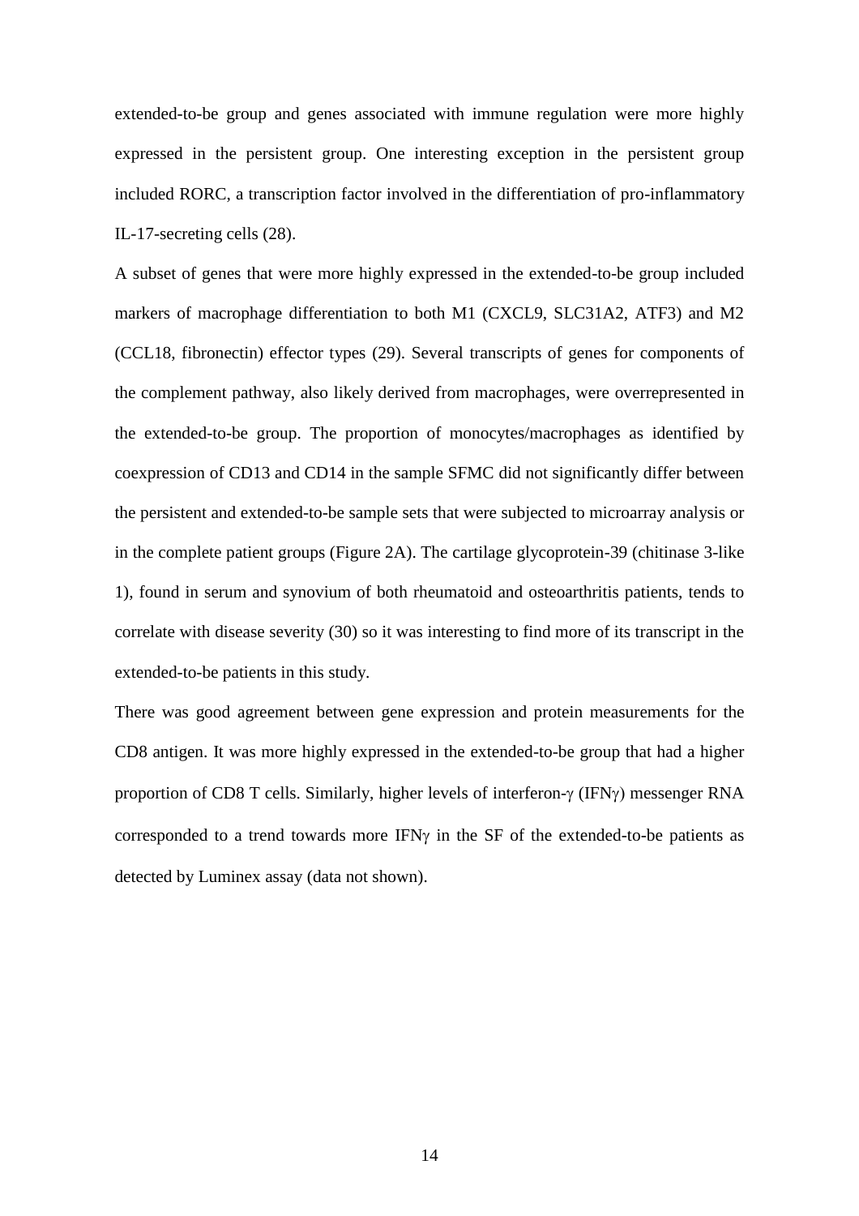extended-to-be group and genes associated with immune regulation were more highly expressed in the persistent group. One interesting exception in the persistent group included RORC, a transcription factor involved in the differentiation of pro-inflammatory IL-17-secreting cells (28).

A subset of genes that were more highly expressed in the extended-to-be group included markers of macrophage differentiation to both M1 (CXCL9, SLC31A2, ATF3) and M2 (CCL18, fibronectin) effector types (29). Several transcripts of genes for components of the complement pathway, also likely derived from macrophages, were overrepresented in the extended-to-be group. The proportion of monocytes/macrophages as identified by coexpression of CD13 and CD14 in the sample SFMC did not significantly differ between the persistent and extended-to-be sample sets that were subjected to microarray analysis or in the complete patient groups (Figure 2A). The cartilage glycoprotein-39 (chitinase 3-like 1), found in serum and synovium of both rheumatoid and osteoarthritis patients, tends to correlate with disease severity (30) so it was interesting to find more of its transcript in the extended-to-be patients in this study.

There was good agreement between gene expression and protein measurements for the CD8 antigen. It was more highly expressed in the extended-to-be group that had a higher proportion of CD8 T cells. Similarly, higher levels of interferon-γ (IFNγ) messenger RNA corresponded to a trend towards more IFNγ in the SF of the extended-to-be patients as detected by Luminex assay (data not shown).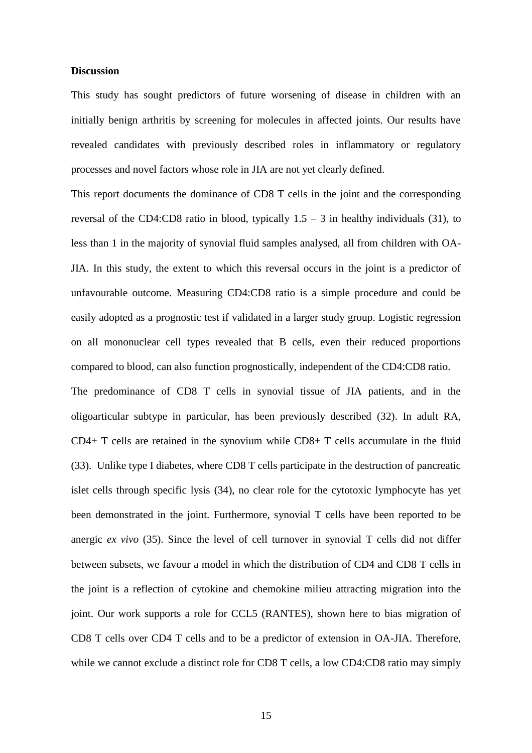**Discussion**

This study has sought predictors of future worsening of disease in children with an initially benign arthritis by screening for molecules in affected joints. Our results have revealed candidates with previously described roles in inflammatory or regulatory processes and novel factors whose role in JIA are not yet clearly defined.

This report documents the dominance of CD8 T cells in the joint and the corresponding reversal of the CD4:CD8 ratio in blood, typically 1.5 – 3 in healthy individuals (31), to less than 1 in the majority of synovial fluid samples analysed, all from children with OA-JIA. In this study, the extent to which this reversal occurs in the joint is a predictor of unfavourable outcome. Measuring CD4:CD8 ratio is a simple procedure and could be easily adopted as a prognostic test if validated in a larger study group. Logistic regression on all mononuclear cell types revealed that B cells, even their reduced proportions compared to blood, can also function prognostically, independent of the CD4:CD8 ratio.

The predominance of CD8 T cells in synovial tissue of JIA patients, and in the oligoarticular subtype in particular, has been previously described (32). In adult RA, CD4+ T cells are retained in the synovium while CD8+ T cells accumulate in the fluid (33). Unlike type I diabetes, where CD8 T cells participate in the destruction of pancreatic islet cells through specific lysis (34), no clear role for the cytotoxic lymphocyte has yet been demonstrated in the joint. Furthermore, synovial T cells have been reported to be anergic *ex vivo* (35). Since the level of cell turnover in synovial T cells did not differ between subsets, we favour a model in which the distribution of CD4 and CD8 T cells in the joint is a reflection of cytokine and chemokine milieu attracting migration into the joint. Our work supports a role for CCL5 (RANTES), shown here to bias migration of CD8 T cells over CD4 T cells and to be a predictor of extension in OA-JIA. Therefore, while we cannot exclude a distinct role for CD8 T cells, a low CD4:CD8 ratio may simply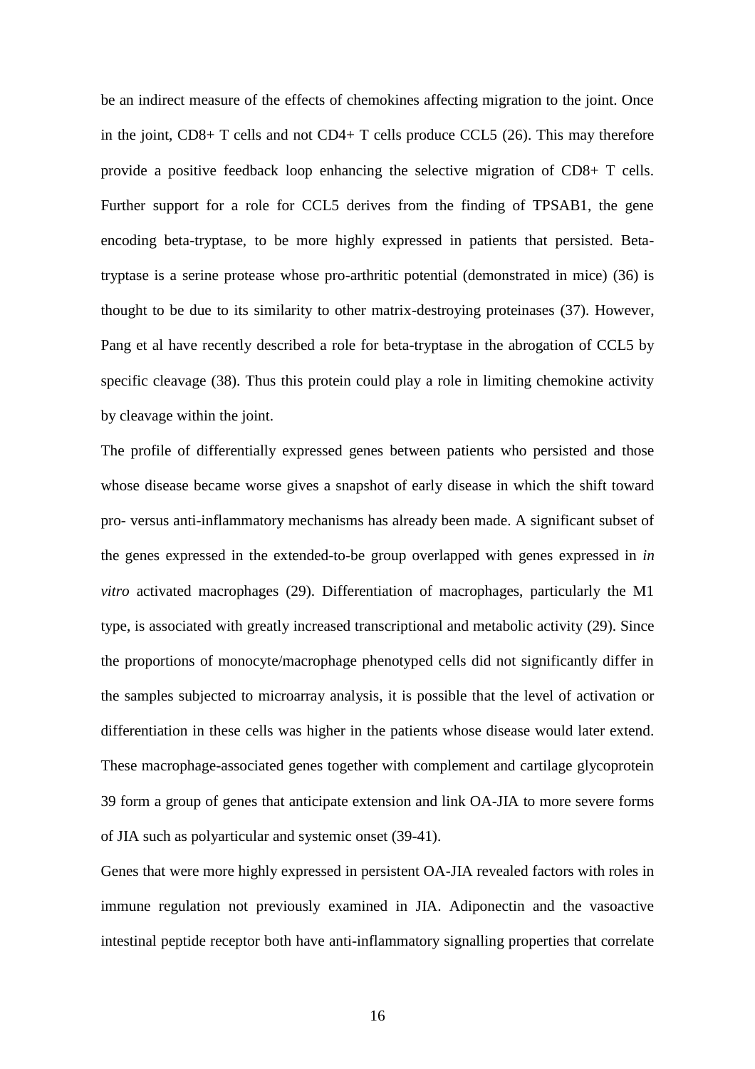be an indirect measure of the effects of chemokines affecting migration to the joint. Once in the joint, CD8+ T cells and not CD4+ T cells produce CCL5 (26). This may therefore provide a positive feedback loop enhancing the selective migration of CD8+ T cells. Further support for a role for CCL5 derives from the finding of TPSAB1, the gene encoding beta-tryptase, to be more highly expressed in patients that persisted. Beta-tryptase is a serine protease whose pro-arthritic potential (demonstrated in mice) (36) is thought to be due to its similarity to other matrix-destroying proteinases (37). However, Pang et al have recently described a role for beta-tryptase in the abrogation of CCL5 by specific cleavage (38). Thus this protein could play a role in limiting chemokine activity by cleavage within the joint.

The profile of differentially expressed genes between patients who persisted and those whose disease became worse gives a snapshot of early disease in which the shift toward pro- versus anti-inflammatory mechanisms has already been made. A significant subset of the genes expressed in the extended-to-be group overlapped with genes expressed in *in vitro* activated macrophages (29). Differentiation of macrophages, particularly the M1 type, is associated with greatly increased transcriptional and metabolic activity (29). Since the proportions of monocyte/macrophage phenotyped cells did not significantly differ in the samples subjected to microarray analysis, it is possible that the level of activation or differentiation in these cells was higher in the patients whose disease would later extend. These macrophage-associated genes together with complement and cartilage glycoprotein 39 form a group of genes that anticipate extension and link OA-JIA to more severe forms of JIA such as polyarticular and systemic onset (39-41).

Genes that were more highly expressed in persistent OA-JIA revealed factors with roles in immune regulation not previously examined in JIA. Adiponectin and the vasoactive intestinal peptide receptor both have anti-inflammatory signalling properties that correlate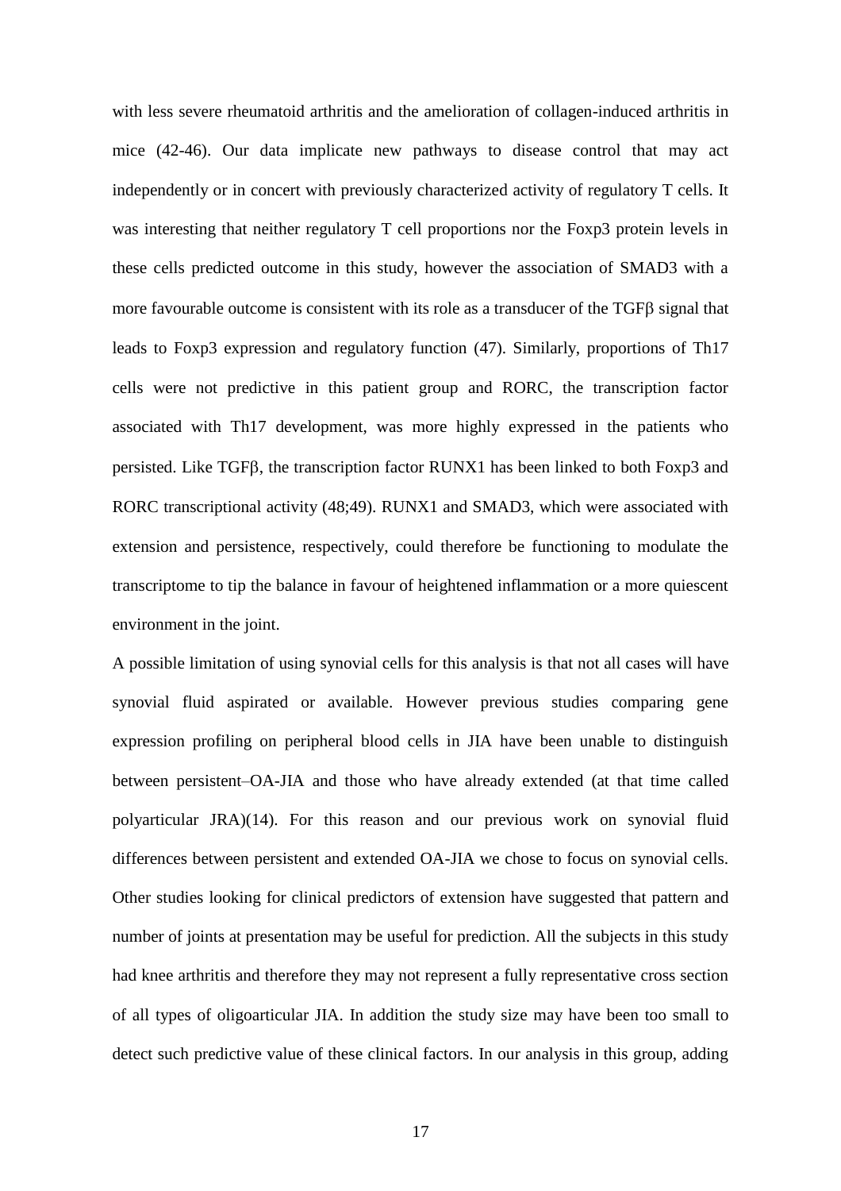with less severe rheumatoid arthritis and the amelioration of collagen-induced arthritis in mice (42-46). Our data implicate new pathways to disease control that may act independently or in concert with previously characterized activity of regulatory T cells. It was interesting that neither regulatory T cell proportions nor the Foxp3 protein levels in these cells predicted outcome in this study, however the association of SMAD3 with a more favourable outcome is consistent with its role as a transducer of the TGFβ signal that leads to Foxp3 expression and regulatory function (47). Similarly, proportions of Th17 cells were not predictive in this patient group and RORC, the transcription factor associated with Th17 development, was more highly expressed in the patients who persisted. Like TGFβ, the transcription factor RUNX1 has been linked to both Foxp3 and RORC transcriptional activity (48;49). RUNX1 and SMAD3, which were associated with extension and persistence, respectively, could therefore be functioning to modulate the transcriptome to tip the balance in favour of heightened inflammation or a more quiescent environment in the joint.

A possible limitation of using synovial cells for this analysis is that not all cases will have synovial fluid aspirated or available. However previous studies comparing gene expression profiling on peripheral blood cells in JIA have been unable to distinguish between persistent–OA-JIA and those who have already extended (at that time called polyarticular JRA)(14). For this reason and our previous work on synovial fluid differences between persistent and extended OA-JIA we chose to focus on synovial cells. Other studies looking for clinical predictors of extension have suggested that pattern and number of joints at presentation may be useful for prediction. All the subjects in this study had knee arthritis and therefore they may not represent a fully representative cross section of all types of oligoarticular JIA. In addition the study size may have been too small to detect such predictive value of these clinical factors. In our analysis in this group, adding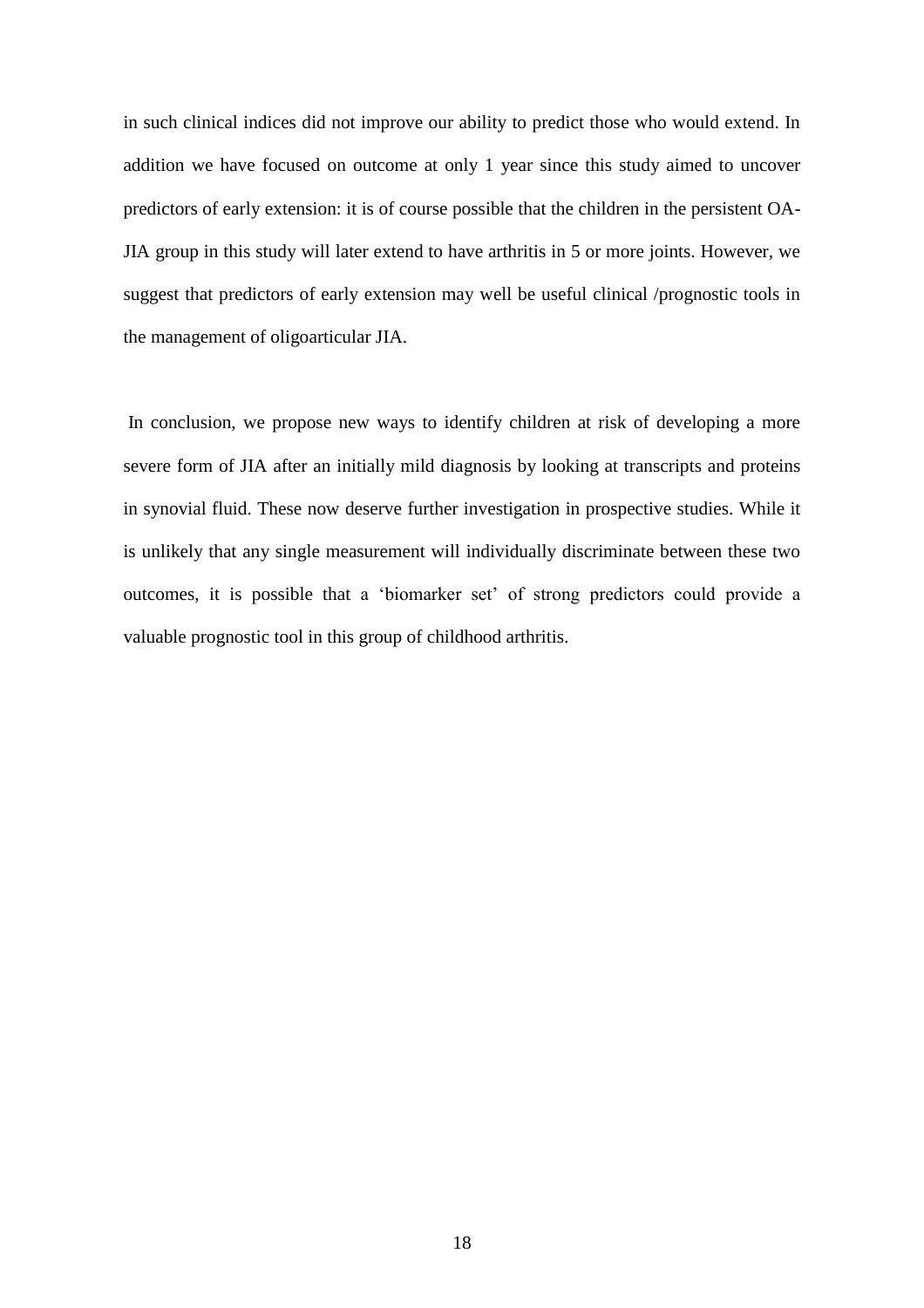in such clinical indices did not improve our ability to predict those who would extend. In addition we have focused on outcome at only 1 year since this study aimed to uncover predictors of early extension: it is of course possible that the children in the persistent OA-JIA group in this study will later extend to have arthritis in 5 or more joints. However, we suggest that predictors of early extension may well be useful clinical /prognostic tools in the management of oligoarticular JIA.

In conclusion, we propose new ways to identify children at risk of developing a more severe form of JIA after an initially mild diagnosis by looking at transcripts and proteins in synovial fluid. These now deserve further investigation in prospective studies. While it is unlikely that any single measurement will individually discriminate between these two outcomes, it is possible that a 'biomarker set' of strong predictors could provide a valuable prognostic tool in this group of childhood arthritis.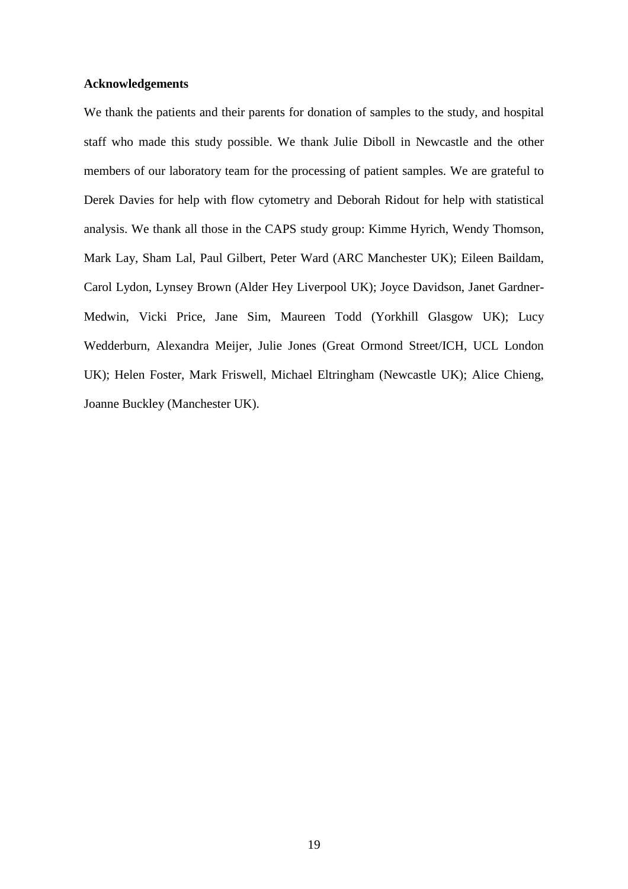**Acknowledgements**

We thank the patients and their parents for donation of samples to the study, and hospital staff who made this study possible. We thank Julie Diboll in Newcastle and the other members of our laboratory team for the processing of patient samples. We are grateful to Derek Davies for help with flow cytometry and Deborah Ridout for help with statistical analysis. We thank all those in the CAPS study group: Kimme Hyrich, Wendy Thomson, Mark Lay, Sham Lal, Paul Gilbert, Peter Ward (ARC Manchester UK); Eileen Baildam, Carol Lydon, Lynsey Brown (Alder Hey Liverpool UK); Joyce Davidson, Janet Gardner-Medwin, Vicki Price, Jane Sim, Maureen Todd (Yorkhill Glasgow UK); Lucy Wedderburn, Alexandra Meijer, Julie Jones (Great Ormond Street/ICH, UCL London UK); Helen Foster, Mark Friswell, Michael Eltringham (Newcastle UK); Alice Chieng, Joanne Buckley (Manchester UK).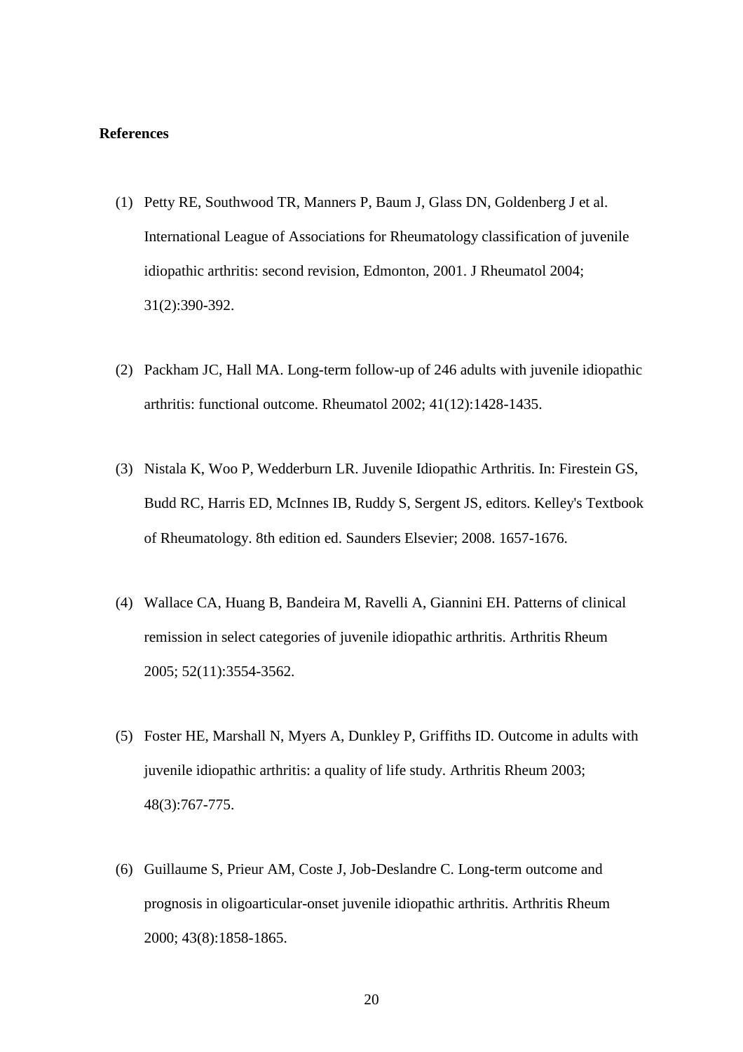**References**

(1) Petty RE, Southwood TR, Manners P, Baum J, Glass DN, Goldenberg J et al. International League of Associations for Rheumatology classification of juvenile idiopathic arthritis: second revision, Edmonton, 2001. J Rheumatol 2004; 31(2):390-392.

(2) Packham JC, Hall MA. Long-term follow-up of 246 adults with juvenile idiopathic arthritis: functional outcome. Rheumatol 2002; 41(12):1428-1435.

(3) Nistala K, Woo P, Wedderburn LR. Juvenile Idiopathic Arthritis. In: Firestein GS, Budd RC, Harris ED, McInnes IB, Ruddy S, Sergent JS, editors. Kelley's Textbook of Rheumatology. 8th edition ed. Saunders Elsevier; 2008. 1657-1676.

(4) Wallace CA, Huang B, Bandeira M, Ravelli A, Giannini EH. Patterns of clinical remission in select categories of juvenile idiopathic arthritis. Arthritis Rheum 2005; 52(11):3554-3562.

(5) Foster HE, Marshall N, Myers A, Dunkley P, Griffiths ID. Outcome in adults with juvenile idiopathic arthritis: a quality of life study. Arthritis Rheum 2003; 48(3):767-775.

(6) Guillaume S, Prieur AM, Coste J, Job-Deslandre C. Long-term outcome and prognosis in oligoarticular-onset juvenile idiopathic arthritis. Arthritis Rheum 2000; 43(8):1858-1865.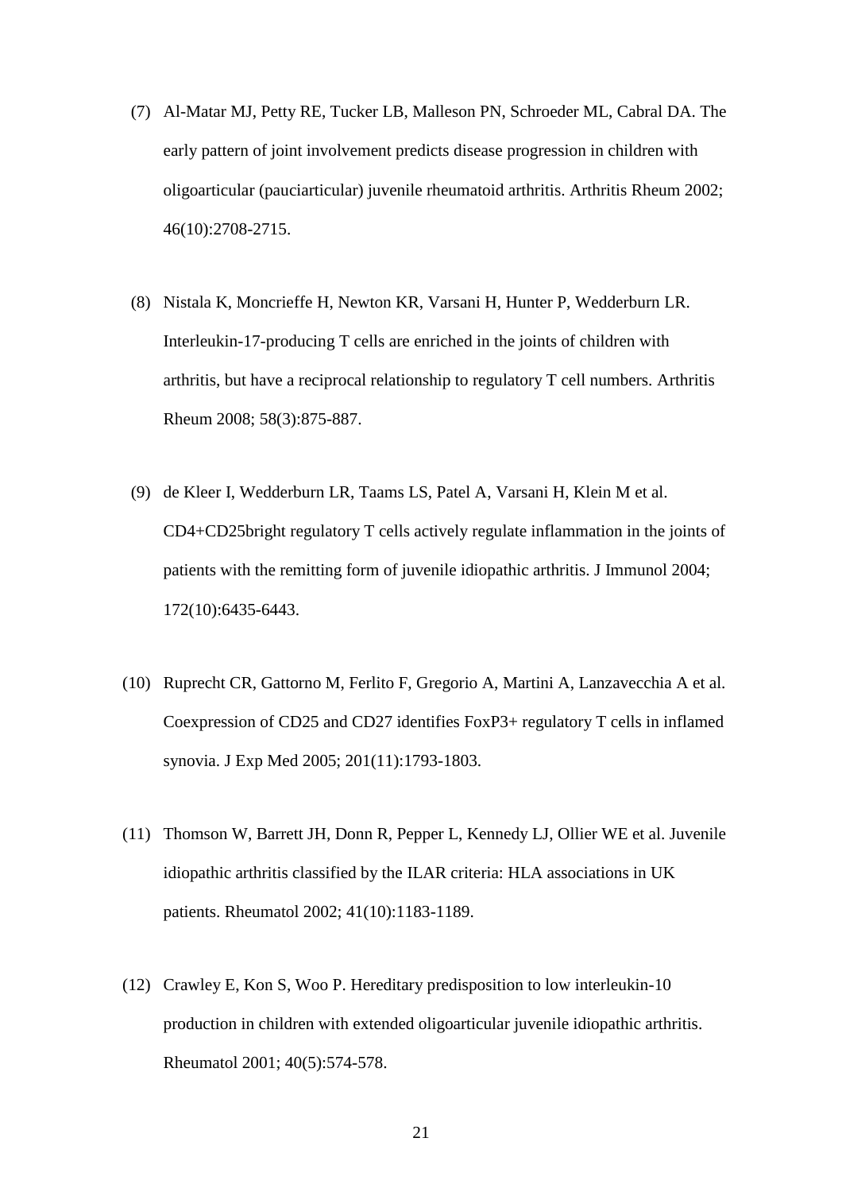(7) Al-Matar MJ, Petty RE, Tucker LB, Malleson PN, Schroeder ML, Cabral DA. The early pattern of joint involvement predicts disease progression in children with oligoarticular (pauciarticular) juvenile rheumatoid arthritis. Arthritis Rheum 2002; 46(10):2708-2715.

(8) Nistala K, Moncrieffe H, Newton KR, Varsani H, Hunter P, Wedderburn LR. Interleukin-17-producing T cells are enriched in the joints of children with arthritis, but have a reciprocal relationship to regulatory T cell numbers. Arthritis Rheum 2008; 58(3):875-887.

(9) de Kleer I, Wedderburn LR, Taams LS, Patel A, Varsani H, Klein M et al. CD4+CD25bright regulatory T cells actively regulate inflammation in the joints of patients with the remitting form of juvenile idiopathic arthritis. J Immunol 2004; 172(10):6435-6443.

(10) Ruprecht CR, Gattorno M, Ferlito F, Gregorio A, Martini A, Lanzavecchia A et al. Coexpression of CD25 and CD27 identifies FoxP3+ regulatory T cells in inflamed synovia. J Exp Med 2005; 201(11):1793-1803.

(11) Thomson W, Barrett JH, Donn R, Pepper L, Kennedy LJ, Ollier WE et al. Juvenile idiopathic arthritis classified by the ILAR criteria: HLA associations in UK patients. Rheumatol 2002; 41(10):1183-1189.

(12) Crawley E, Kon S, Woo P. Hereditary predisposition to low interleukin-10 production in children with extended oligoarticular juvenile idiopathic arthritis. Rheumatol 2001; 40(5):574-578.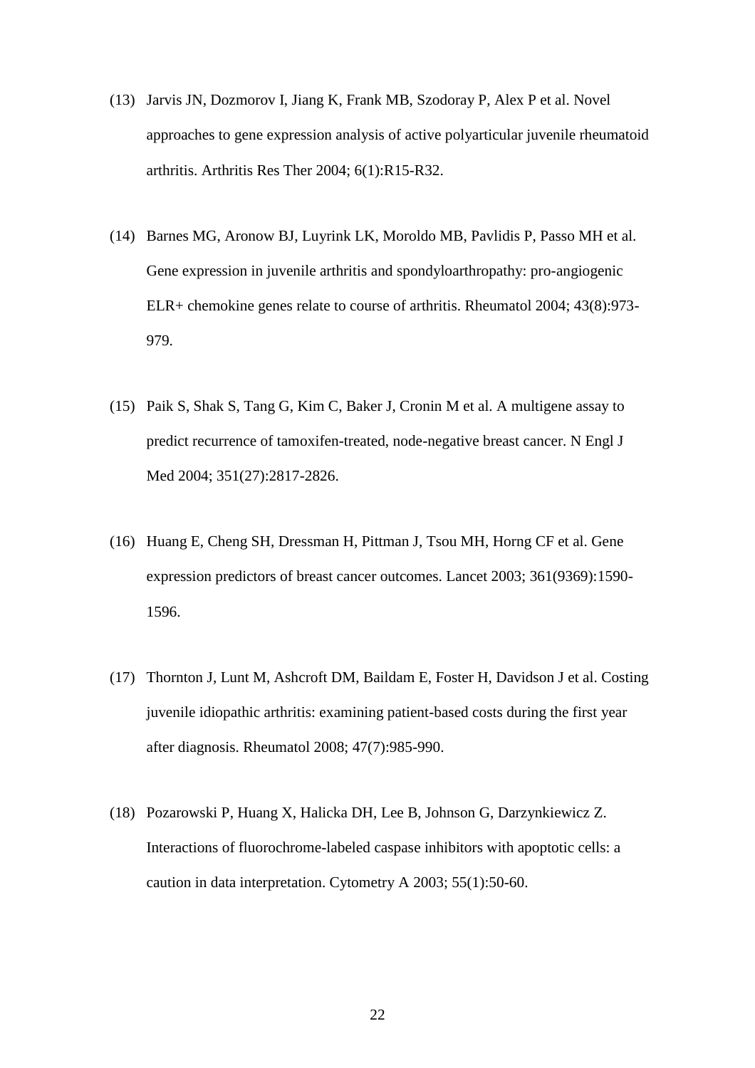(13) Jarvis JN, Dozmorov I, Jiang K, Frank MB, Szodoray P, Alex P et al. Novel approaches to gene expression analysis of active polyarticular juvenile rheumatoid arthritis. Arthritis Res Ther 2004; 6(1):R15-R32.

(14) Barnes MG, Aronow BJ, Luyrink LK, Moroldo MB, Pavlidis P, Passo MH et al. Gene expression in juvenile arthritis and spondyloarthropathy: pro-angiogenic ELR+ chemokine genes relate to course of arthritis. Rheumatol 2004; 43(8):973-979.

(15) Paik S, Shak S, Tang G, Kim C, Baker J, Cronin M et al. A multigene assay to predict recurrence of tamoxifen-treated, node-negative breast cancer. N Engl J Med 2004; 351(27):2817-2826.

(16) Huang E, Cheng SH, Dressman H, Pittman J, Tsou MH, Horng CF et al. Gene expression predictors of breast cancer outcomes. Lancet 2003; 361(9369):1590-1596.

(17) Thornton J, Lunt M, Ashcroft DM, Baildam E, Foster H, Davidson J et al. Costing juvenile idiopathic arthritis: examining patient-based costs during the first year after diagnosis. Rheumatol 2008; 47(7):985-990.

(18) Pozarowski P, Huang X, Halicka DH, Lee B, Johnson G, Darzynkiewicz Z. Interactions of fluorochrome-labeled caspase inhibitors with apoptotic cells: a caution in data interpretation. Cytometry A 2003; 55(1):50-60.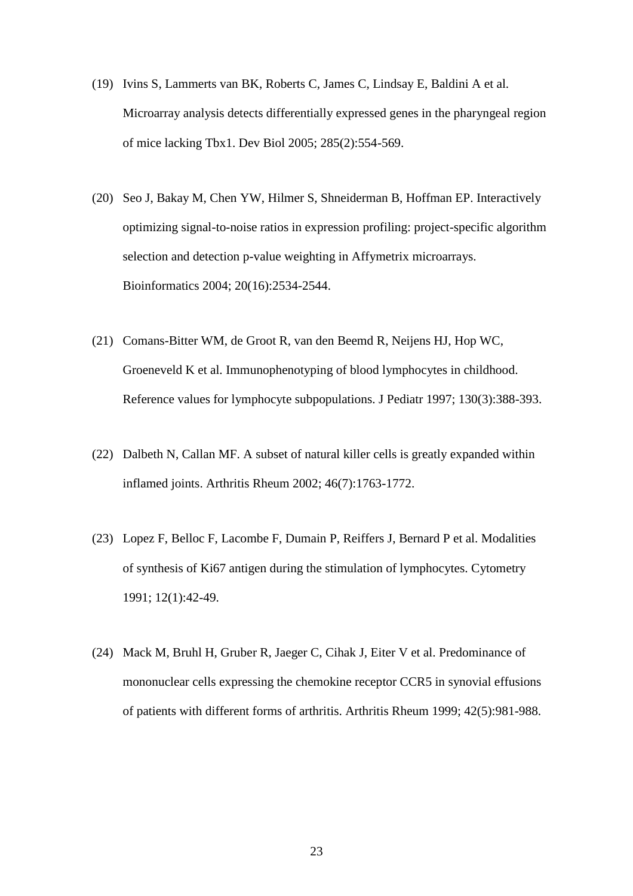(19) Ivins S, Lammerts van BK, Roberts C, James C, Lindsay E, Baldini A et al. Microarray analysis detects differentially expressed genes in the pharyngeal region of mice lacking Tbx1. Dev Biol 2005; 285(2):554-569.

(20) Seo J, Bakay M, Chen YW, Hilmer S, Shneiderman B, Hoffman EP. Interactively optimizing signal-to-noise ratios in expression profiling: project-specific algorithm selection and detection p-value weighting in Affymetrix microarrays. Bioinformatics 2004; 20(16):2534-2544.

(21) Comans-Bitter WM, de Groot R, van den Beemd R, Neijens HJ, Hop WC, Groeneveld K et al. Immunophenotyping of blood lymphocytes in childhood. Reference values for lymphocyte subpopulations. J Pediatr 1997; 130(3):388-393.

(22) Dalbeth N, Callan MF. A subset of natural killer cells is greatly expanded within inflamed joints. Arthritis Rheum 2002; 46(7):1763-1772.

(23) Lopez F, Belloc F, Lacombe F, Dumain P, Reiffers J, Bernard P et al. Modalities of synthesis of Ki67 antigen during the stimulation of lymphocytes. Cytometry 1991; 12(1):42-49.

(24) Mack M, Bruhl H, Gruber R, Jaeger C, Cihak J, Eiter V et al. Predominance of mononuclear cells expressing the chemokine receptor CCR5 in synovial effusions of patients with different forms of arthritis. Arthritis Rheum 1999; 42(5):981-988.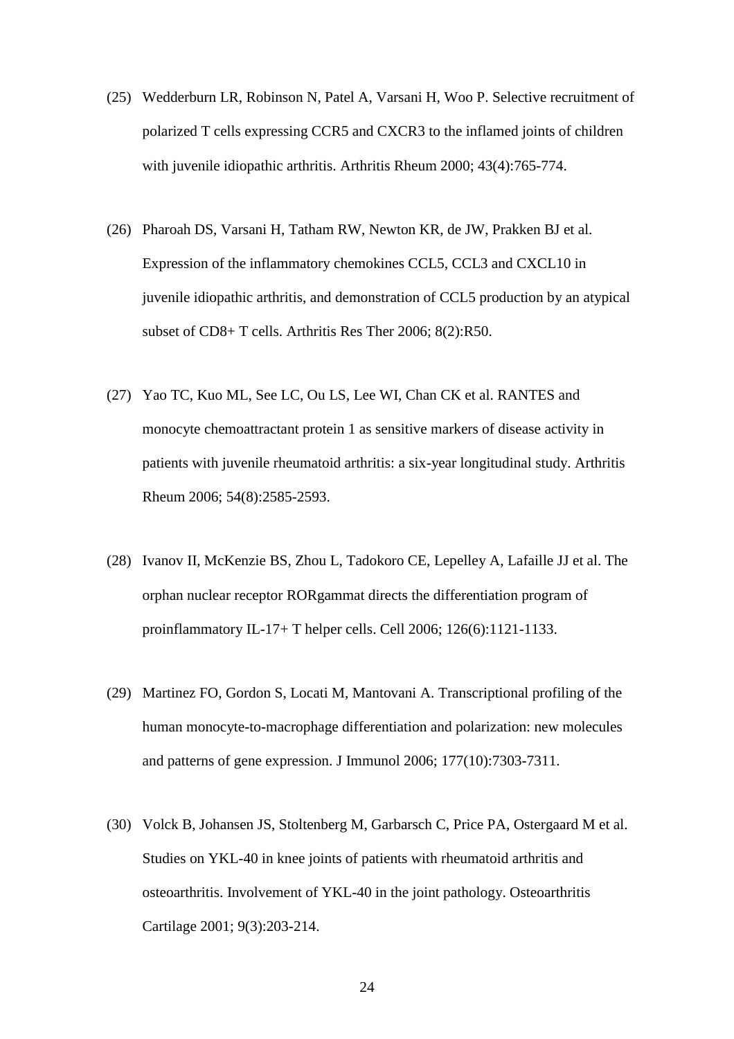(25) Wedderburn LR, Robinson N, Patel A, Varsani H, Woo P. Selective recruitment of polarized T cells expressing CCR5 and CXCR3 to the inflamed joints of children with juvenile idiopathic arthritis. Arthritis Rheum 2000; 43(4):765-774.

(26) Pharoah DS, Varsani H, Tatham RW, Newton KR, de JW, Prakken BJ et al. Expression of the inflammatory chemokines CCL5, CCL3 and CXCL10 in juvenile idiopathic arthritis, and demonstration of CCL5 production by an atypical subset of CD8+ T cells. Arthritis Res Ther 2006; 8(2):R50.

(27) Yao TC, Kuo ML, See LC, Ou LS, Lee WI, Chan CK et al. RANTES and monocyte chemoattractant protein 1 as sensitive markers of disease activity in patients with juvenile rheumatoid arthritis: a six-year longitudinal study. Arthritis Rheum 2006; 54(8):2585-2593.

(28) Ivanov II, McKenzie BS, Zhou L, Tadokoro CE, Lepelley A, Lafaille JJ et al. The orphan nuclear receptor RORgammat directs the differentiation program of proinflammatory IL-17+ T helper cells. Cell 2006; 126(6):1121-1133.

(29) Martinez FO, Gordon S, Locati M, Mantovani A. Transcriptional profiling of the human monocyte-to-macrophage differentiation and polarization: new molecules and patterns of gene expression. J Immunol 2006; 177(10):7303-7311.

(30) Volck B, Johansen JS, Stoltenberg M, Garbarsch C, Price PA, Ostergaard M et al. Studies on YKL-40 in knee joints of patients with rheumatoid arthritis and osteoarthritis. Involvement of YKL-40 in the joint pathology. Osteoarthritis Cartilage 2001; 9(3):203-214.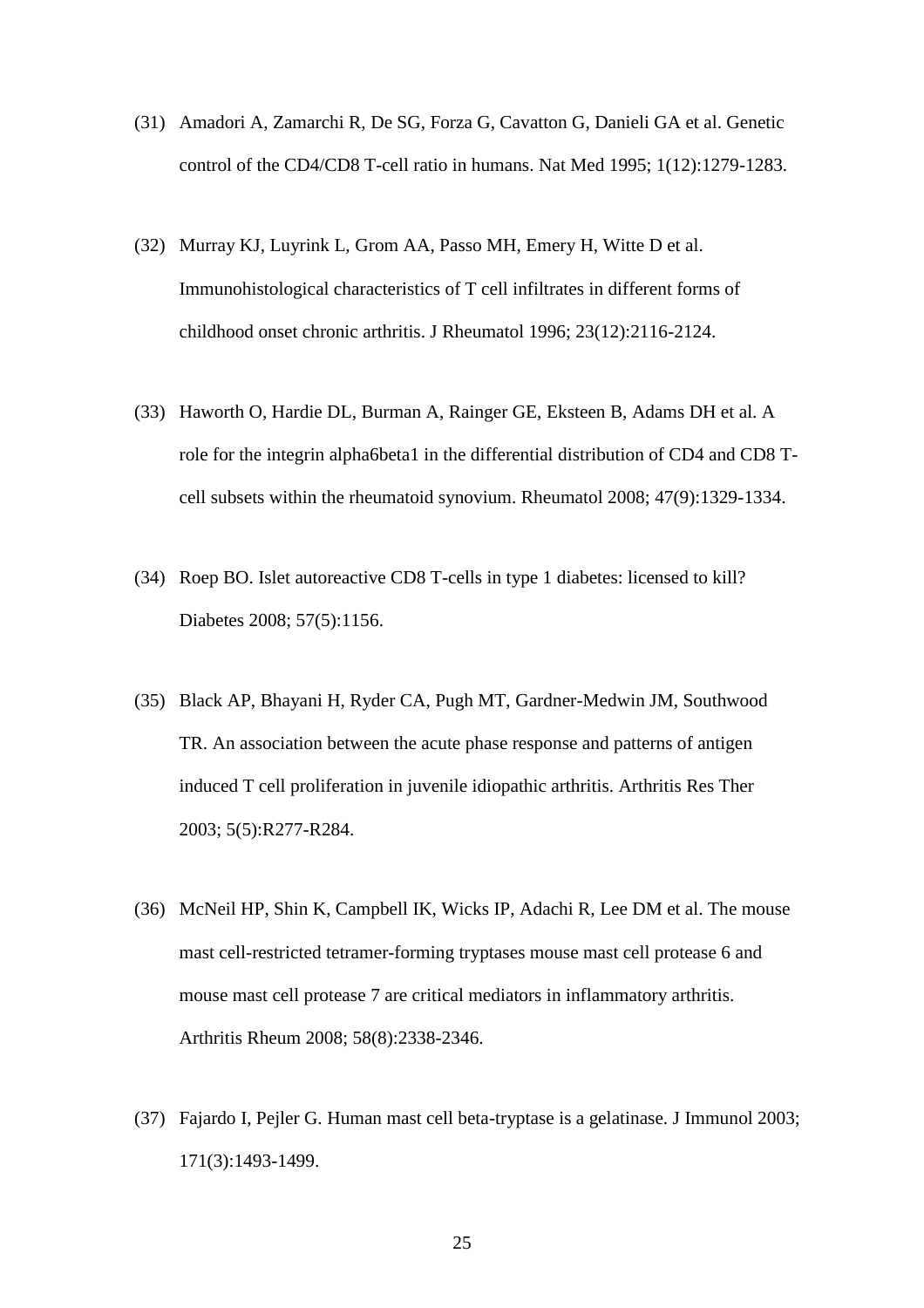(31) Amadori A, Zamarchi R, De SG, Forza G, Cavatton G, Danieli GA et al. Genetic control of the CD4/CD8 T-cell ratio in humans. Nat Med 1995; 1(12):1279-1283.

(32) Murray KJ, Luyrink L, Grom AA, Passo MH, Emery H, Witte D et al. Immunohistological characteristics of T cell infiltrates in different forms of childhood onset chronic arthritis. J Rheumatol 1996; 23(12):2116-2124.

(33) Haworth O, Hardie DL, Burman A, Rainger GE, Eksteen B, Adams DH et al. A role for the integrin alpha6beta1 in the differential distribution of CD4 and CD8 T-cell subsets within the rheumatoid synovium. Rheumatol 2008; 47(9):1329-1334.

(34) Roep BO. Islet autoreactive CD8 T-cells in type 1 diabetes: licensed to kill? Diabetes 2008; 57(5):1156.

(35) Black AP, Bhayani H, Ryder CA, Pugh MT, Gardner-Medwin JM, Southwood TR. An association between the acute phase response and patterns of antigen induced T cell proliferation in juvenile idiopathic arthritis. Arthritis Res Ther 2003; 5(5):R277-R284.

(36) McNeil HP, Shin K, Campbell IK, Wicks IP, Adachi R, Lee DM et al. The mouse mast cell-restricted tetramer-forming tryptases mouse mast cell protease 6 and mouse mast cell protease 7 are critical mediators in inflammatory arthritis. Arthritis Rheum 2008; 58(8):2338-2346.

(37) Fajardo I, Pejler G. Human mast cell beta-tryptase is a gelatinase. J Immunol 2003; 171(3):1493-1499.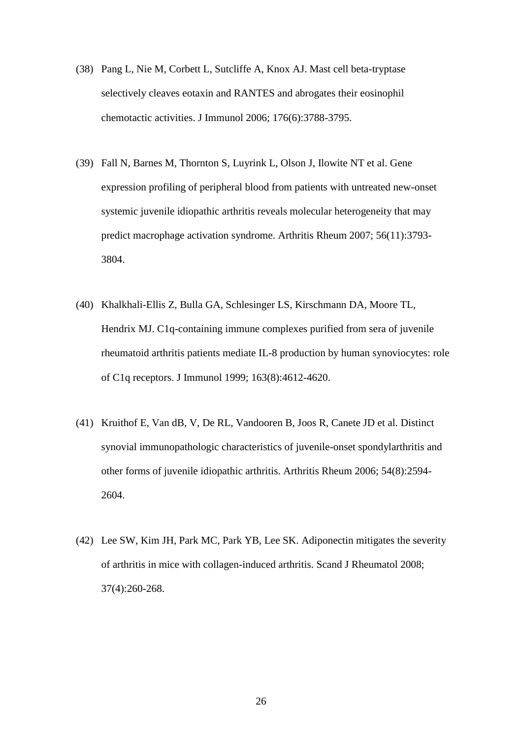(38) Pang L, Nie M, Corbett L, Sutcliffe A, Knox AJ. Mast cell beta-tryptase selectively cleaves eotaxin and RANTES and abrogates their eosinophil chemotactic activities. J Immunol 2006; 176(6):3788-3795.

(39) Fall N, Barnes M, Thornton S, Luyrink L, Olson J, Ilowite NT et al. Gene expression profiling of peripheral blood from patients with untreated new-onset systemic juvenile idiopathic arthritis reveals molecular heterogeneity that may predict macrophage activation syndrome. Arthritis Rheum 2007; 56(11):3793-3804.

(40) Khalkhali-Ellis Z, Bulla GA, Schlesinger LS, Kirschmann DA, Moore TL, Hendrix MJ. C1q-containing immune complexes purified from sera of juvenile rheumatoid arthritis patients mediate IL-8 production by human synoviocytes: role of C1q receptors. J Immunol 1999; 163(8):4612-4620.

(41) Kruithof E, Van dB, V, De RL, Vandooren B, Joos R, Canete JD et al. Distinct synovial immunopathologic characteristics of juvenile-onset spondylarthritis and other forms of juvenile idiopathic arthritis. Arthritis Rheum 2006; 54(8):2594-2604.

(42) Lee SW, Kim JH, Park MC, Park YB, Lee SK. Adiponectin mitigates the severity of arthritis in mice with collagen-induced arthritis. Scand J Rheumatol 2008; 37(4):260-268.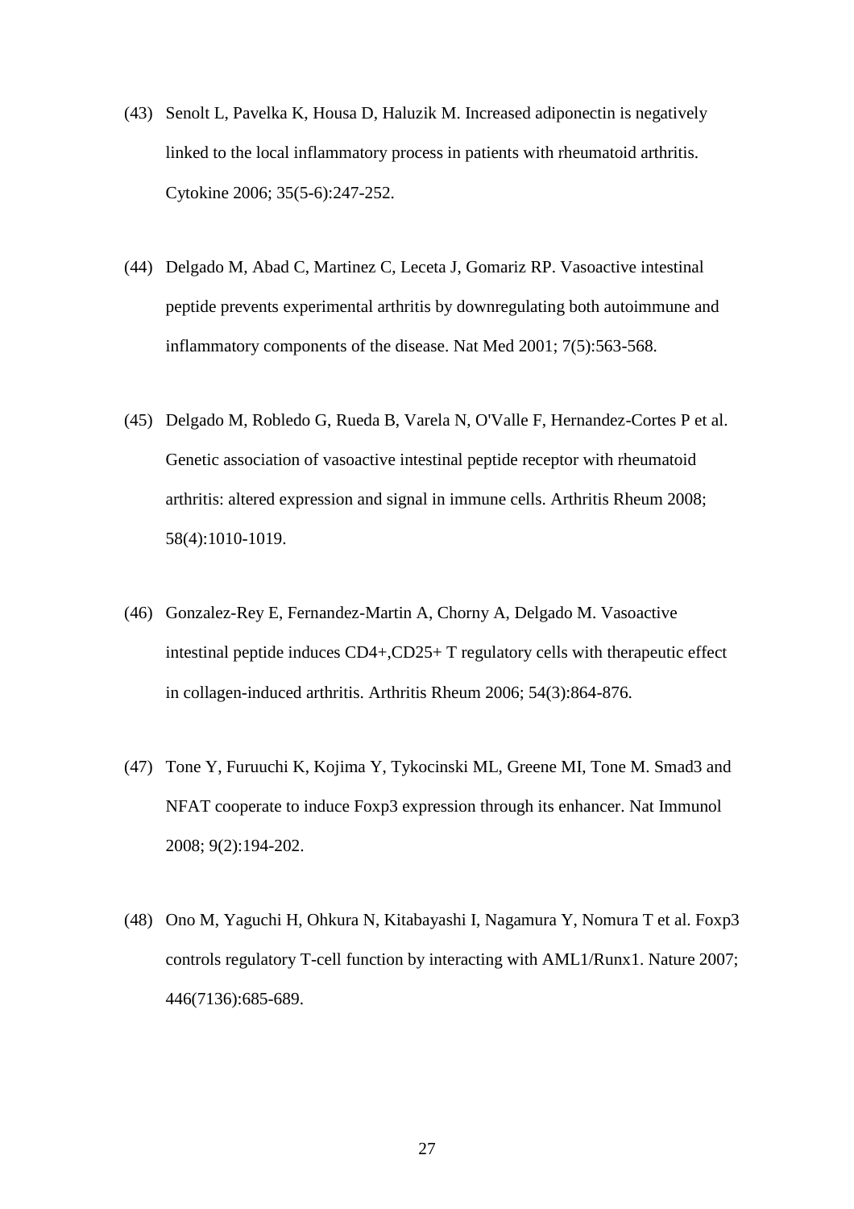(43) Senolt L, Pavelka K, Housa D, Haluzik M. Increased adiponectin is negatively linked to the local inflammatory process in patients with rheumatoid arthritis. Cytokine 2006; 35(5-6):247-252.

(44) Delgado M, Abad C, Martinez C, Leceta J, Gomariz RP. Vasoactive intestinal peptide prevents experimental arthritis by downregulating both autoimmune and inflammatory components of the disease. Nat Med 2001; 7(5):563-568.

(45) Delgado M, Robledo G, Rueda B, Varela N, O'Valle F, Hernandez-Cortes P et al. Genetic association of vasoactive intestinal peptide receptor with rheumatoid arthritis: altered expression and signal in immune cells. Arthritis Rheum 2008; 58(4):1010-1019.

(46) Gonzalez-Rey E, Fernandez-Martin A, Chorny A, Delgado M. Vasoactive intestinal peptide induces CD4+,CD25+ T regulatory cells with therapeutic effect in collagen-induced arthritis. Arthritis Rheum 2006; 54(3):864-876.

(47) Tone Y, Furuuchi K, Kojima Y, Tykocinski ML, Greene MI, Tone M. Smad3 and NFAT cooperate to induce Foxp3 expression through its enhancer. Nat Immunol 2008; 9(2):194-202.

(48) Ono M, Yaguchi H, Ohkura N, Kitabayashi I, Nagamura Y, Nomura T et al. Foxp3 controls regulatory T-cell function by interacting with AML1/Runx1. Nature 2007; 446(7136):685-689.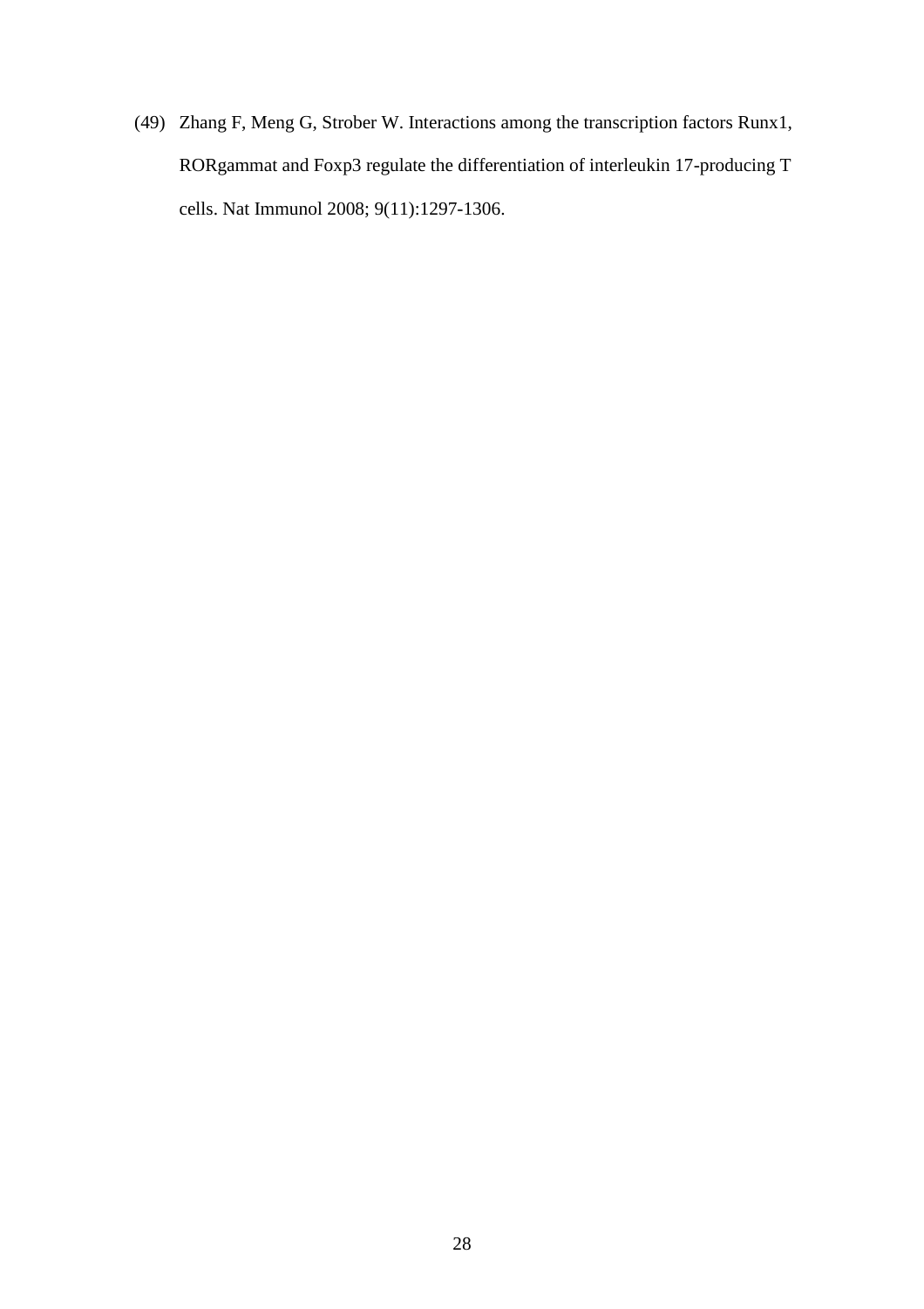(49) Zhang F, Meng G, Strober W. Interactions among the transcription factors Runx1, RORgammat and Foxp3 regulate the differentiation of interleukin 17-producing T cells. Nat Immunol 2008; 9(11):1297-1306.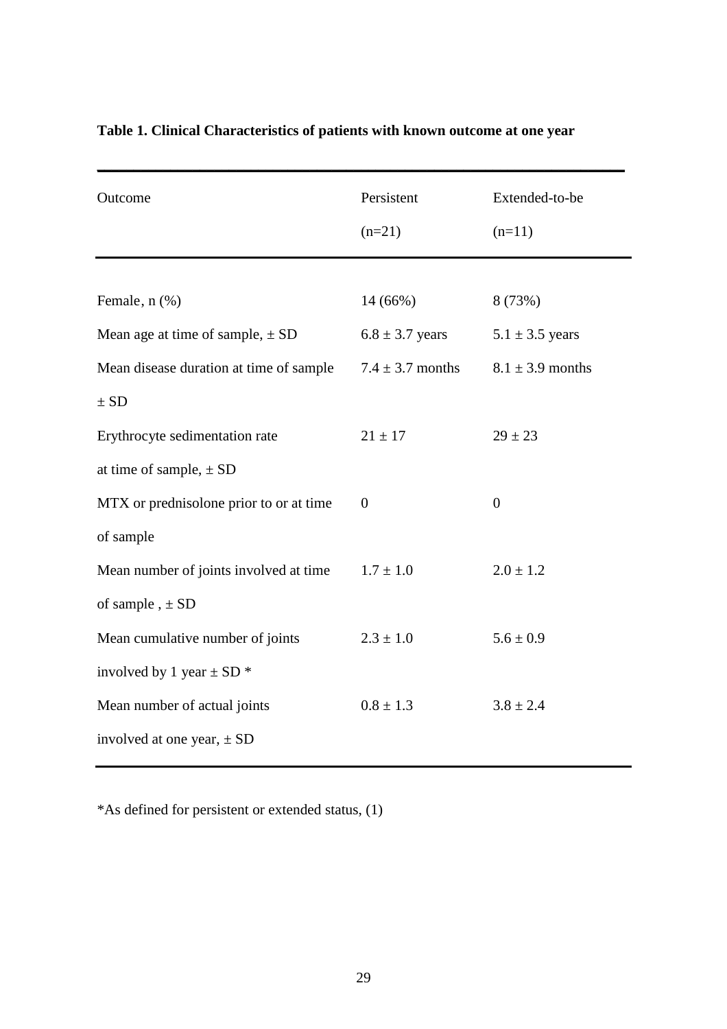**Table 1. Clinical Characteristics of patients with known outcome at one year**

| Outcome | Persistent (n=21) | Extended-to-be (n=11) |
|---|---|---|
| Female, n (%) | 14 (66%) | 8 (73%) |
| Mean age at time of sample, ± SD | 6.8 ± 3.7 years | 5.1 ± 3.5 years |
| Mean disease duration at time of sample ± SD | 7.4 ± 3.7 months | 8.1 ± 3.9 months |
| Erythrocyte sedimentation rate at time of sample, ± SD | 21 ± 17 | 29 ± 23 |
| MTX or prednisolone prior to or at time of sample | 0 | 0 |
| Mean number of joints involved at time of sample , ± SD | 1.7 ± 1.0 | 2.0 ± 1.2 |
| Mean cumulative number of joints involved by 1 year ± SD * | 2.3 ± 1.0 | 5.6 ± 0.9 |
| Mean number of actual joints involved at one year, ± SD | 0.8 ± 1.3 | 3.8 ± 2.4 |

*As defined for persistent or extended status, (1)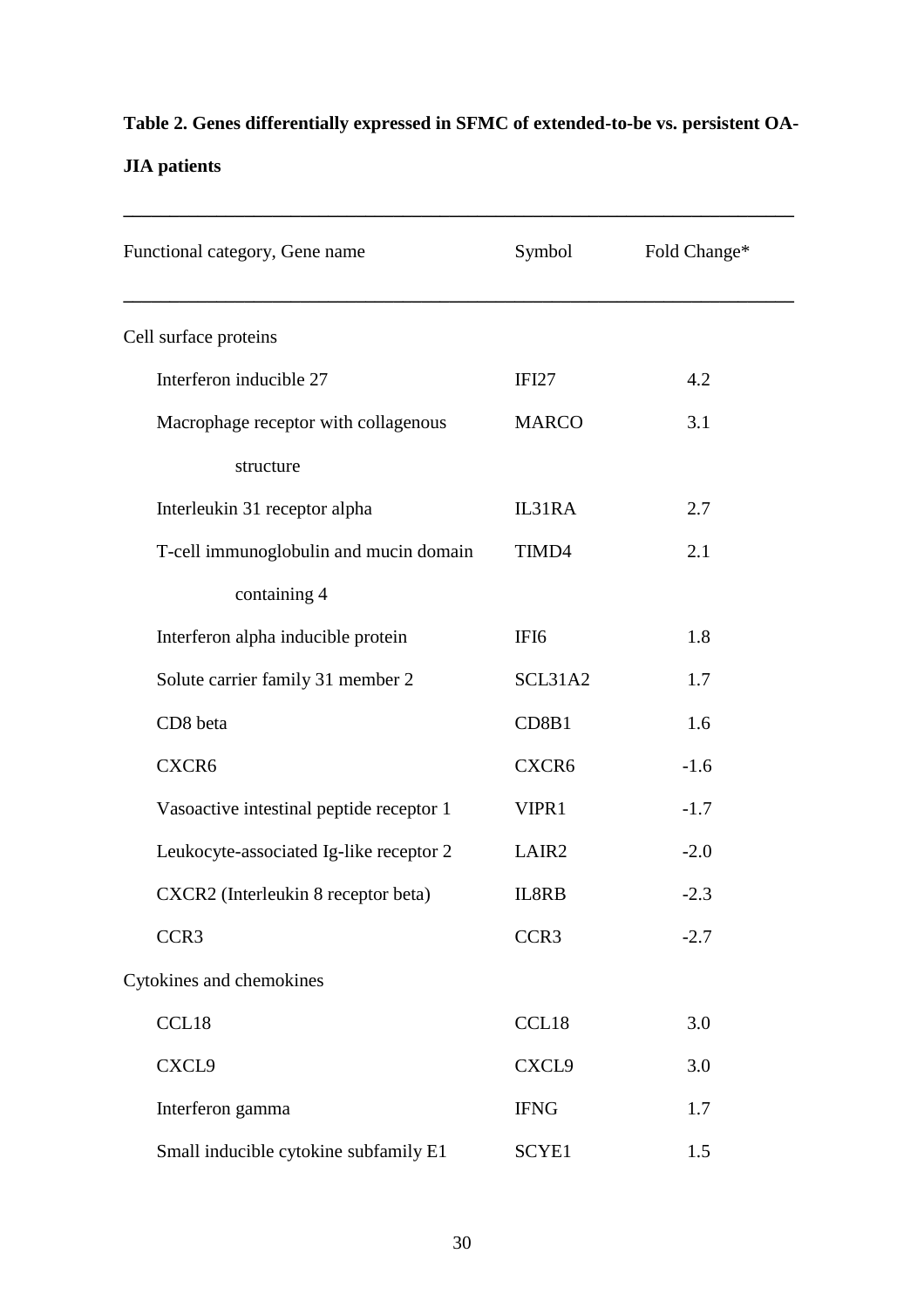**Table 2. Genes differentially expressed in SFMC of extended-to-be vs. persistent OA-JIA patients**

| Functional category, Gene name | Symbol | Fold Change* |
|---|---|---|
| Cell surface proteins | | |
| Interferon inducible 27 | IFI27 | 4.2 |
| Macrophage receptor with collagenous structure | MARCO | 3.1 |
| Interleukin 31 receptor alpha | IL31RA | 2.7 |
| T-cell immunoglobulin and mucin domain containing 4 | TIMD4 | 2.1 |
| Interferon alpha inducible protein | IFI6 | 1.8 |
| Solute carrier family 31 member 2 | SCL31A2 | 1.7 |
| CD8 beta | CD8B1 | 1.6 |
| CXCR6 | CXCR6 | -1.6 |
| Vasoactive intestinal peptide receptor 1 | VIPR1 | -1.7 |
| Leukocyte-associated Ig-like receptor 2 | LAIR2 | -2.0 |
| CXCR2 (Interleukin 8 receptor beta) | IL8RB | -2.3 |
| CCR3 | CCR3 | -2.7 |
| Cytokines and chemokines | | |
| CCL18 | CCL18 | 3.0 |
| CXCL9 | CXCL9 | 3.0 |
| Interferon gamma | IFNG | 1.7 |
| Small inducible cytokine subfamily E1 | SCYE1 | 1.5 |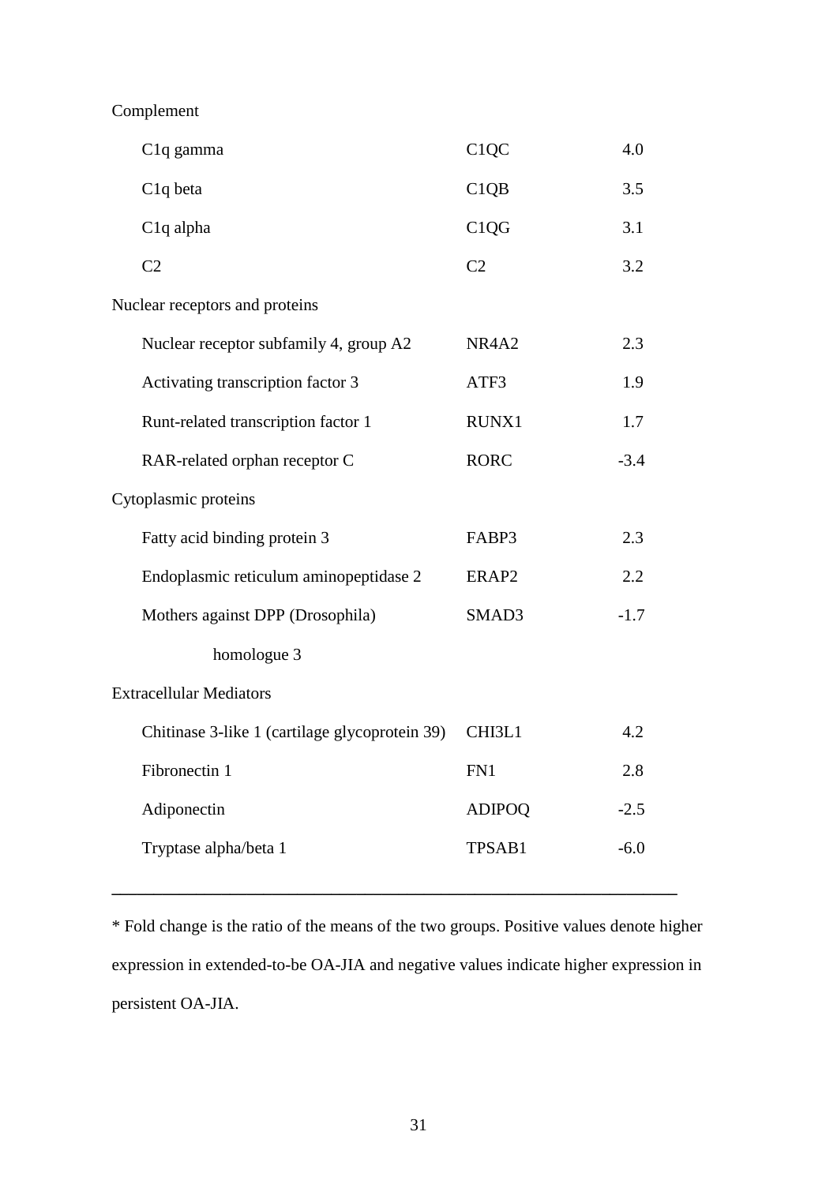| | | |
|---|---|---|
| Complement | | |
| C1q gamma | C1QC | 4.0 |
| C1q beta | C1QB | 3.5 |
| C1q alpha | C1QG | 3.1 |
| C2 | C2 | 3.2 |
| Nuclear receptors and proteins | | |
| Nuclear receptor subfamily 4, group A2 | NR4A2 | 2.3 |
| Activating transcription factor 3 | ATF3 | 1.9 |
| Runt-related transcription factor 1 | RUNX1 | 1.7 |
| RAR-related orphan receptor C | RORC | -3.4 |
| Cytoplasmic proteins | | |
| Fatty acid binding protein 3 | FABP3 | 2.3 |
| Endoplasmic reticulum aminopeptidase 2 | ERAP2 | 2.2 |
| Mothers against DPP (Drosophila) homologue 3 | SMAD3 | -1.7 |
| Extracellular Mediators | | |
| Chitinase 3-like 1 (cartilage glycoprotein 39) | CHI3L1 | 4.2 |
| Fibronectin 1 | FN1 | 2.8 |
| Adiponectin | ADIPOQ | -2.5 |
| Tryptase alpha/beta 1 | TPSAB1 | -6.0 |

* Fold change is the ratio of the means of the two groups. Positive values denote higher expression in extended-to-be OA-JIA and negative values indicate higher expression in persistent OA-JIA.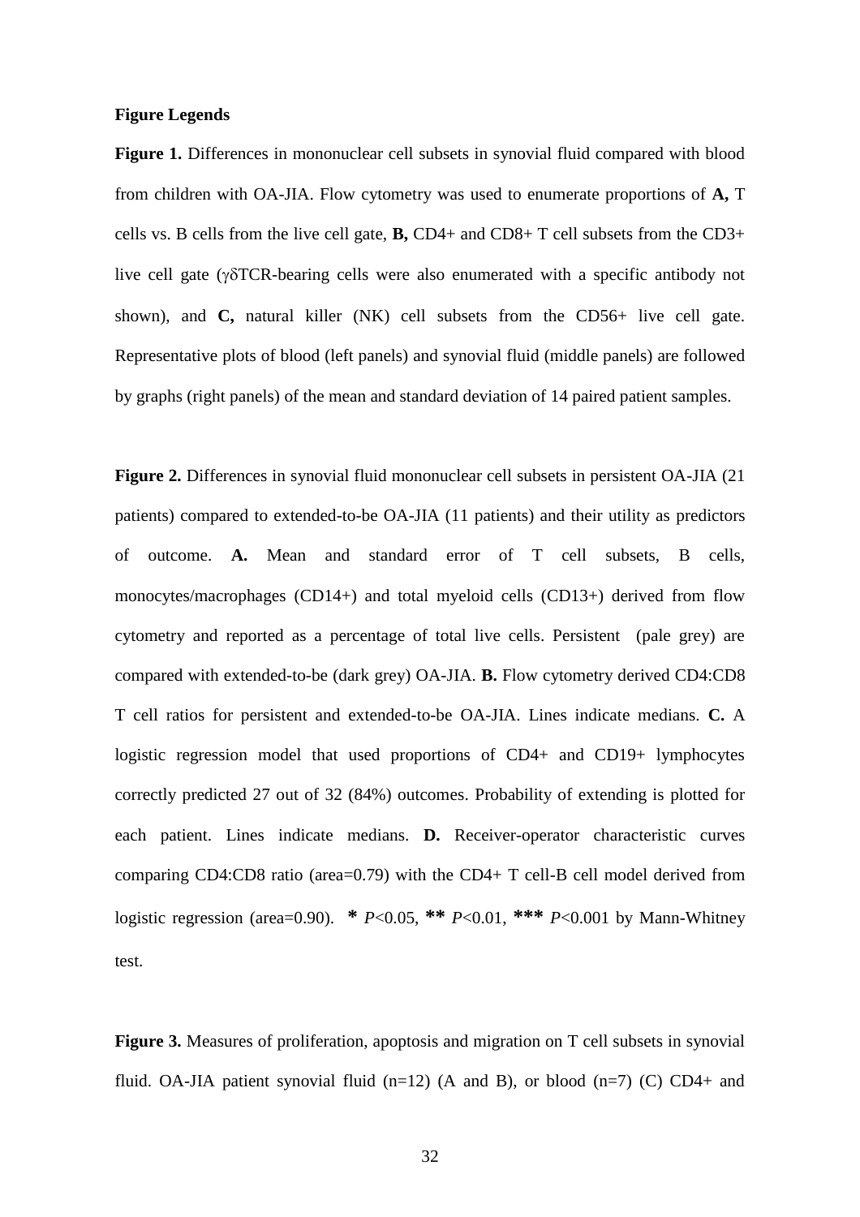**Figure Legends**

**Figure 1.** Differences in mononuclear cell subsets in synovial fluid compared with blood from children with OA-JIA. Flow cytometry was used to enumerate proportions of **A,** T cells vs. B cells from the live cell gate, **B,** CD4+ and CD8+ T cell subsets from the CD3+ live cell gate (γδTCR-bearing cells were also enumerated with a specific antibody not shown), and **C,** natural killer (NK) cell subsets from the CD56+ live cell gate. Representative plots of blood (left panels) and synovial fluid (middle panels) are followed by graphs (right panels) of the mean and standard deviation of 14 paired patient samples.

**Figure 2.** Differences in synovial fluid mononuclear cell subsets in persistent OA-JIA (21 patients) compared to extended-to-be OA-JIA (11 patients) and their utility as predictors of outcome. **A.** Mean and standard error of T cell subsets, B cells, monocytes/macrophages (CD14+) and total myeloid cells (CD13+) derived from flow cytometry and reported as a percentage of total live cells. Persistent (pale grey) are compared with extended-to-be (dark grey) OA-JIA. **B.** Flow cytometry derived CD4:CD8 T cell ratios for persistent and extended-to-be OA-JIA. Lines indicate medians. **C.** A logistic regression model that used proportions of CD4+ and CD19+ lymphocytes correctly predicted 27 out of 32 (84%) outcomes. Probability of extending is plotted for each patient. Lines indicate medians. **D.** Receiver-operator characteristic curves comparing CD4:CD8 ratio (area=0.79) with the CD4+ T cell-B cell model derived from logistic regression (area=0.90). **\*** $P$<0.05, **\*\*** $P$<0.01, **\*\*\*** $P$<0.001 by Mann-Whitney test.

**Figure 3.** Measures of proliferation, apoptosis and migration on T cell subsets in synovial fluid. OA-JIA patient synovial fluid (n=12) (A and B), or blood (n=7) (C) CD4+ and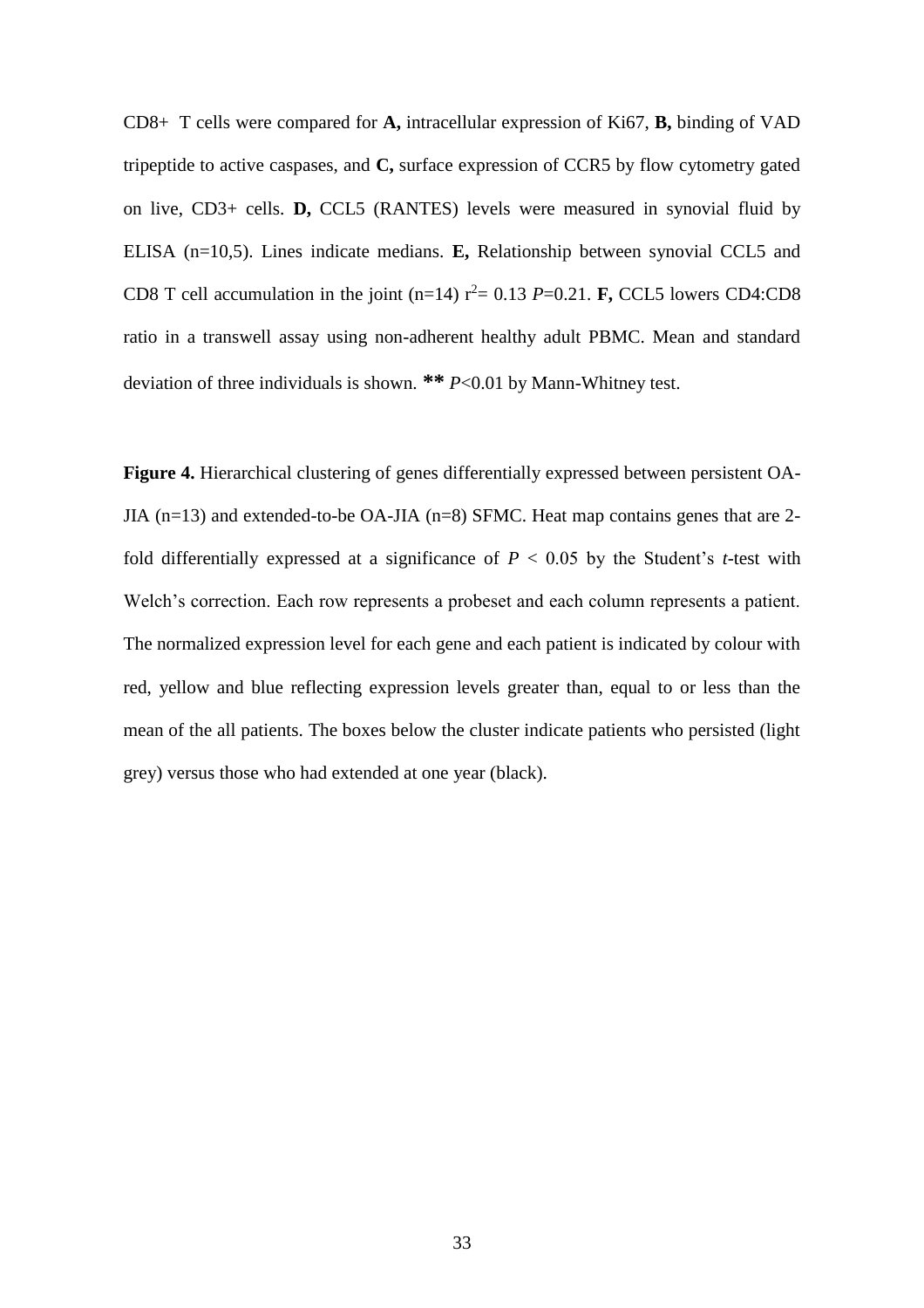CD8+ T cells were compared for **A,** intracellular expression of Ki67, **B,** binding of VAD tripeptide to active caspases, and **C,** surface expression of CCR5 by flow cytometry gated on live, CD3+ cells. **D,** CCL5 (RANTES) levels were measured in synovial fluid by ELISA (n=10,5). Lines indicate medians. **E,** Relationship between synovial CCL5 and CD8 T cell accumulation in the joint (n=14) $r^2 = 0.13$ $P=0.21$. **F,** CCL5 lowers CD4:CD8 ratio in a transwell assay using non-adherent healthy adult PBMC. Mean and standard deviation of three individuals is shown. **\*\*** $P<0.01$ by Mann-Whitney test.

**Figure 4.** Hierarchical clustering of genes differentially expressed between persistent OA-JIA (n=13) and extended-to-be OA-JIA (n=8) SFMC. Heat map contains genes that are 2-fold differentially expressed at a significance of $P < 0.05$ by the Student's *t*-test with Welch's correction. Each row represents a probeset and each column represents a patient. The normalized expression level for each gene and each patient is indicated by colour with red, yellow and blue reflecting expression levels greater than, equal to or less than the mean of the all patients. The boxes below the cluster indicate patients who persisted (light grey) versus those who had extended at one year (black).